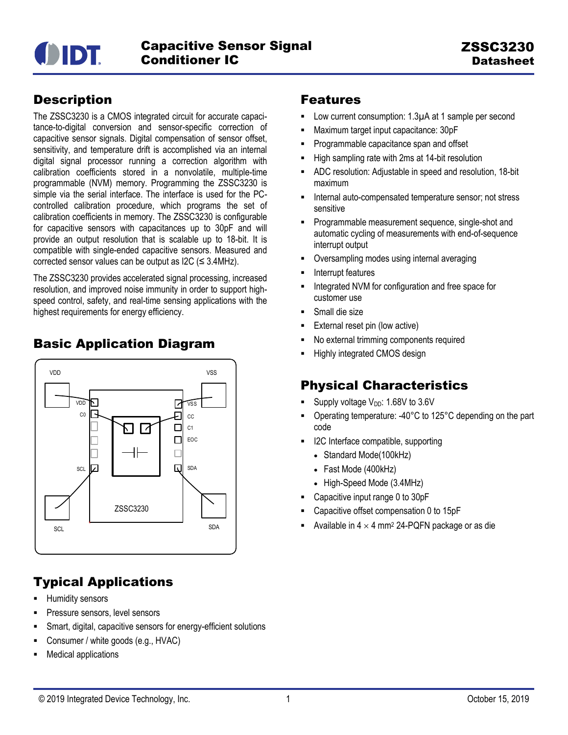# Capacitive Sensor Signal Conditioner IC

# ZSSC3230 Datasheet

## Description

The ZSSC3230 is a CMOS integrated circuit for accurate capacitance-to-digital conversion and sensor-specific correction of capacitive sensor signals. Digital compensation of sensor offset, sensitivity, and temperature drift is accomplished via an internal digital signal processor running a correction algorithm with calibration coefficients stored in a nonvolatile, multiple-time programmable (NVM) memory. Programming the ZSSC3230 is simple via the serial interface. The interface is used for the PC-controlled calibration procedure, which programs the set of calibration coefficients in memory. The ZSSC3230 is configurable for capacitive sensors with capacitances up to 30pF and will provide an output resolution that is scalable up to 18-bit. It is compatible with single-ended capacitive sensors. Measured and corrected sensor values can be output as I2C (≤ 3.4MHz).

The ZSSC3230 provides accelerated signal processing, increased resolution, and improved noise immunity in order to support high-speed control, safety, and real-time sensing applications with the highest requirements for energy efficiency.

## Basic Application Diagram

VDD VSS

VDD C0 SCL VSS CC C1 EOC SDA

ZSSC3230

SCL SDA

## Typical Applications

- Humidity sensors
- Pressure sensors, level sensors
- Smart, digital, capacitive sensors for energy-efficient solutions
- Consumer / white goods (e.g., HVAC)
- Medical applications

## Features

- Low current consumption: 1.3µA at 1 sample per second
- Maximum target input capacitance: 30pF
- Programmable capacitance span and offset
- High sampling rate with 2ms at 14-bit resolution
- ADC resolution: Adjustable in speed and resolution, 18-bit maximum
- Internal auto-compensated temperature sensor; not stress sensitive
- Programmable measurement sequence, single-shot and automatic cycling of measurements with end-of-sequence interrupt output
- Oversampling modes using internal averaging
- Interrupt features
- Integrated NVM for configuration and free space for customer use
- Small die size
- External reset pin (low active)
- No external trimming components required
- Highly integrated CMOS design

## Physical Characteristics

- Supply voltage $V_{DD}$: 1.68V to 3.6V
- Operating temperature: -40°C to 125°C depending on the part code
- I2C Interface compatible, supporting
  - Standard Mode(100kHz)
  - Fast Mode (400kHz)
  - High-Speed Mode (3.4MHz)
- Capacitive input range 0 to 30pF
- Capacitive offset compensation 0 to 15pF
- Available in 4 × 4 mm² 24-PQFN package or as die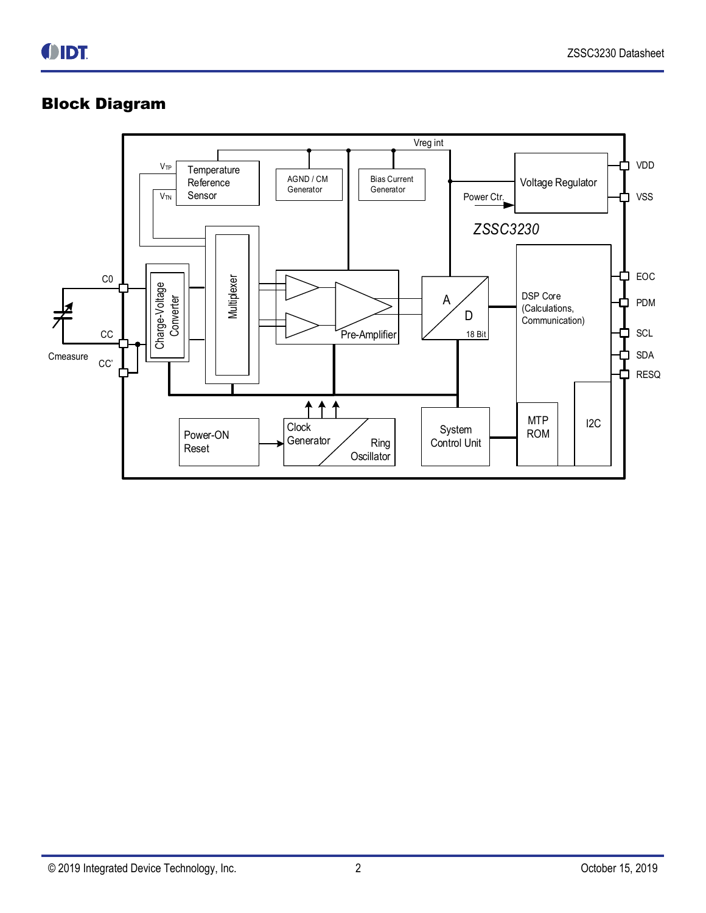## Block Diagram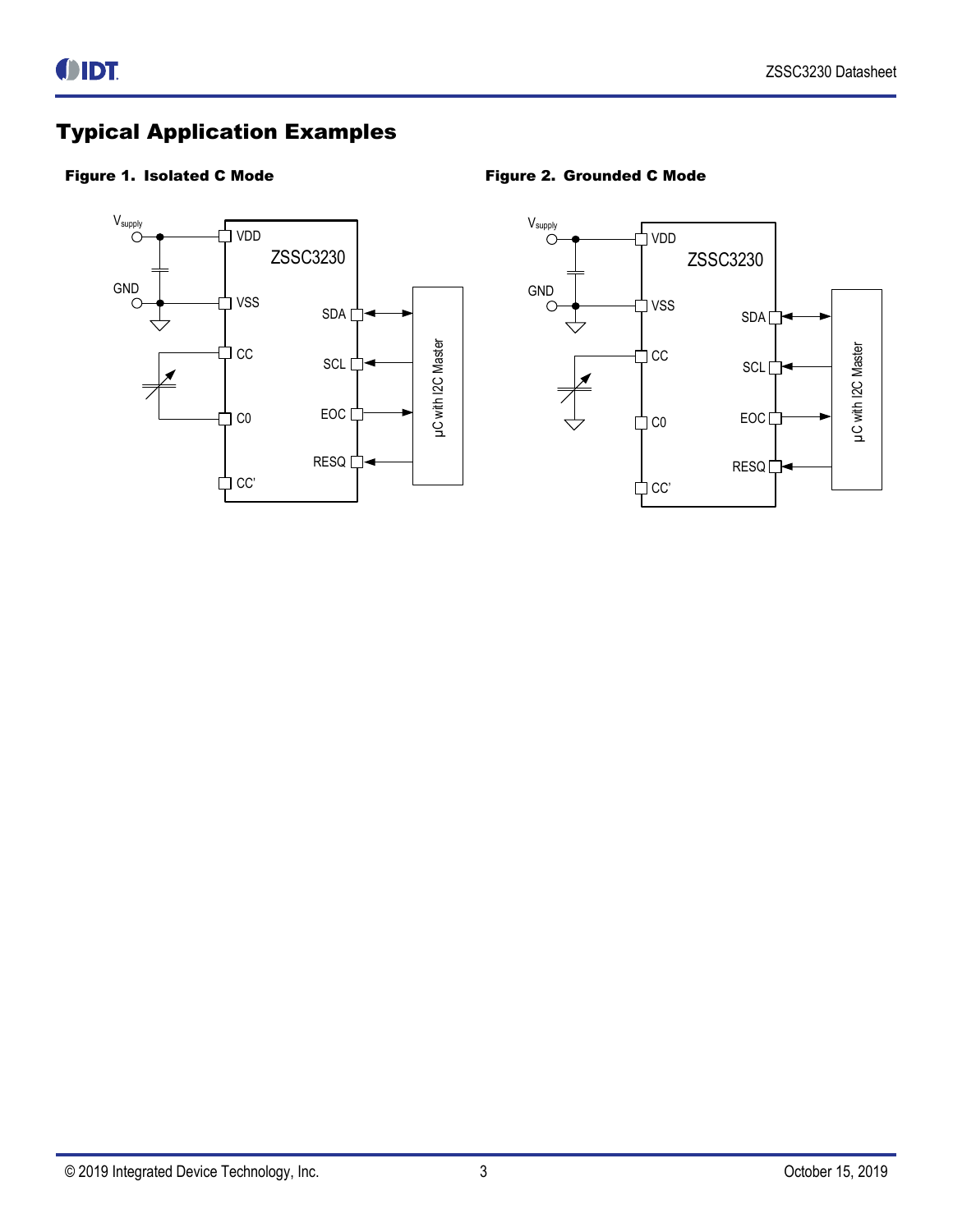## Typical Application Examples

**Figure 1. Isolated C Mode**

**Figure 2. Grounded C Mode**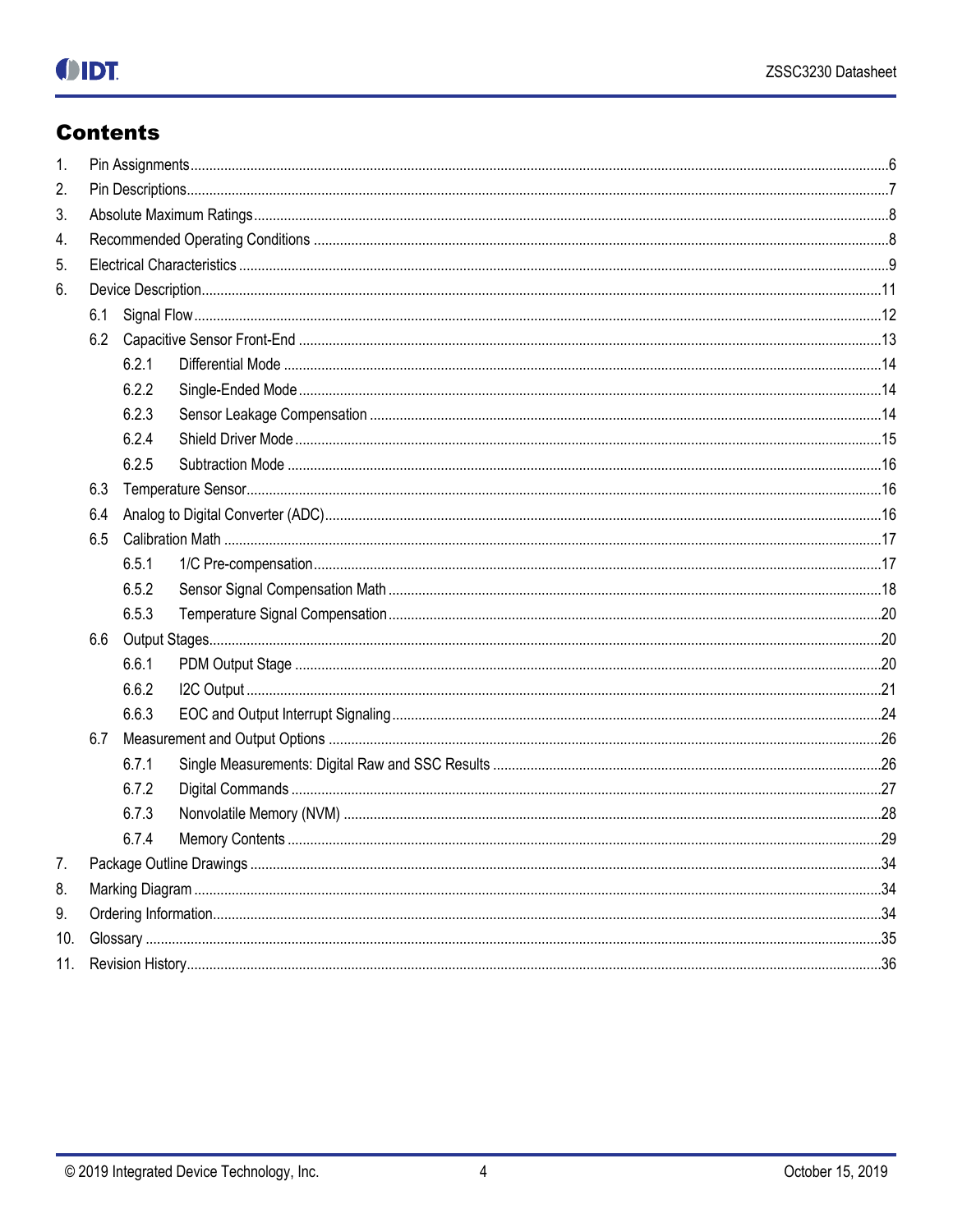## Contents

1. Pin Assignments ..... 6
2. Pin Descriptions ..... 7
3. Absolute Maximum Ratings ..... 8
4. Recommended Operating Conditions ..... 8
5. Electrical Characteristics ..... 9
6. Device Description ..... 11
   - 6.1 Signal Flow ..... 12
   - 6.2 Capacitive Sensor Front-End ..... 13
     - 6.2.1 Differential Mode ..... 14
     - 6.2.2 Single-Ended Mode ..... 14
     - 6.2.3 Sensor Leakage Compensation ..... 14
     - 6.2.4 Shield Driver Mode ..... 15
     - 6.2.5 Subtraction Mode ..... 16
   - 6.3 Temperature Sensor ..... 16
   - 6.4 Analog to Digital Converter (ADC) ..... 16
   - 6.5 Calibration Math ..... 17
     - 6.5.1 1/C Pre-compensation ..... 17
     - 6.5.2 Sensor Signal Compensation Math ..... 18
     - 6.5.3 Temperature Signal Compensation ..... 20
   - 6.6 Output Stages ..... 20
     - 6.6.1 PDM Output Stage ..... 20
     - 6.6.2 I2C Output ..... 21
     - 6.6.3 EOC and Output Interrupt Signaling ..... 24
   - 6.7 Measurement and Output Options ..... 26
     - 6.7.1 Single Measurements: Digital Raw and SSC Results ..... 26
     - 6.7.2 Digital Commands ..... 27
     - 6.7.3 Nonvolatile Memory (NVM) ..... 28
     - 6.7.4 Memory Contents ..... 29
7. Package Outline Drawings ..... 34
8. Marking Diagram ..... 34
9. Ordering Information ..... 34
10. Glossary ..... 35
11. Revision History ..... 36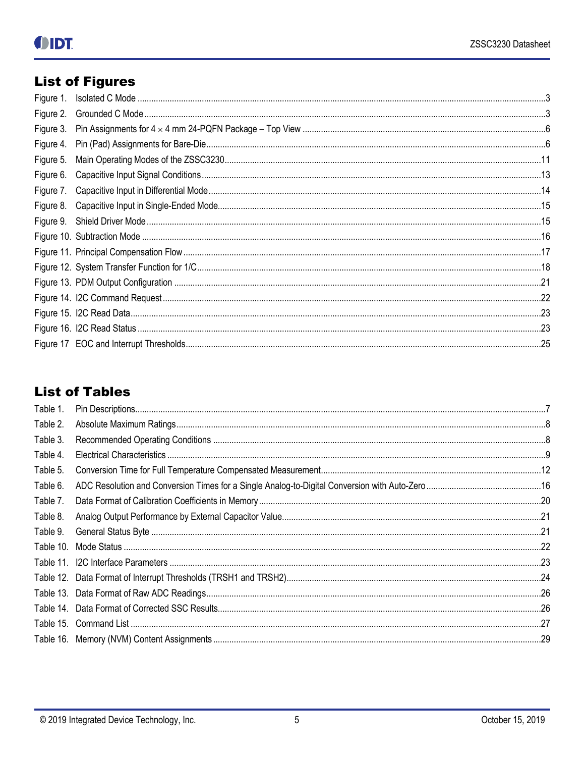## List of Figures

Figure 1. Isolated C Mode ...3
Figure 2. Grounded C Mode ...3
Figure 3. Pin Assignments for 4 × 4 mm 24-PQFN Package – Top View ...6
Figure 4. Pin (Pad) Assignments for Bare-Die...6
Figure 5. Main Operating Modes of the ZSSC3230...11
Figure 6. Capacitive Input Signal Conditions...13
Figure 7. Capacitive Input in Differential Mode...14
Figure 8. Capacitive Input in Single-Ended Mode...15
Figure 9. Shield Driver Mode ...15
Figure 10. Subtraction Mode ...16
Figure 11. Principal Compensation Flow...17
Figure 12. System Transfer Function for 1/C...18
Figure 13. PDM Output Configuration ...21
Figure 14. I2C Command Request...22
Figure 15. I2C Read Data...23
Figure 16. I2C Read Status ...23
Figure 17 EOC and Interrupt Thresholds...25

## List of Tables

Table 1. Pin Descriptions...7
Table 2. Absolute Maximum Ratings...8
Table 3. Recommended Operating Conditions ...8
Table 4. Electrical Characteristics ...9
Table 5. Conversion Time for Full Temperature Compensated Measurement...12
Table 6. ADC Resolution and Conversion Times for a Single Analog-to-Digital Conversion with Auto-Zero...16
Table 7. Data Format of Calibration Coefficients in Memory...20
Table 8. Analog Output Performance by External Capacitor Value...21
Table 9. General Status Byte ...21
Table 10. Mode Status ...22
Table 11. I2C Interface Parameters ...23
Table 12. Data Format of Interrupt Thresholds (TRSH1 and TRSH2)...24
Table 13. Data Format of Raw ADC Readings...26
Table 14. Data Format of Corrected SSC Results...26
Table 15. Command List ...27
Table 16. Memory (NVM) Content Assignments...29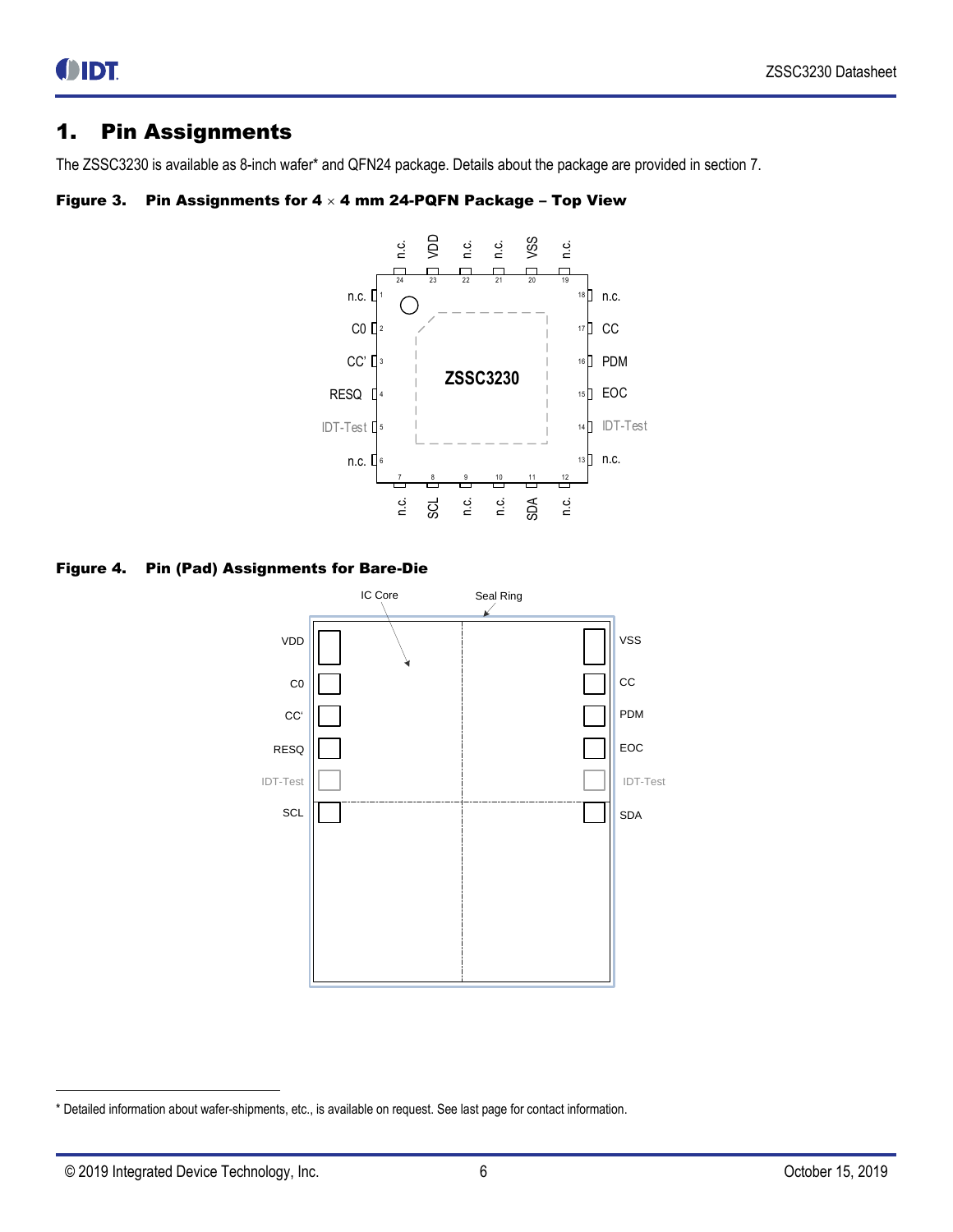# 1. Pin Assignments

The ZSSC3230 is available as 8-inch wafer* and QFN24 package. Details about the package are provided in section 7.

**Figure 3. Pin Assignments for 4 × 4 mm 24-PQFN Package – Top View**

**Figure 4. Pin (Pad) Assignments for Bare-Die**

* Detailed information about wafer-shipments, etc., is available on request. See last page for contact information.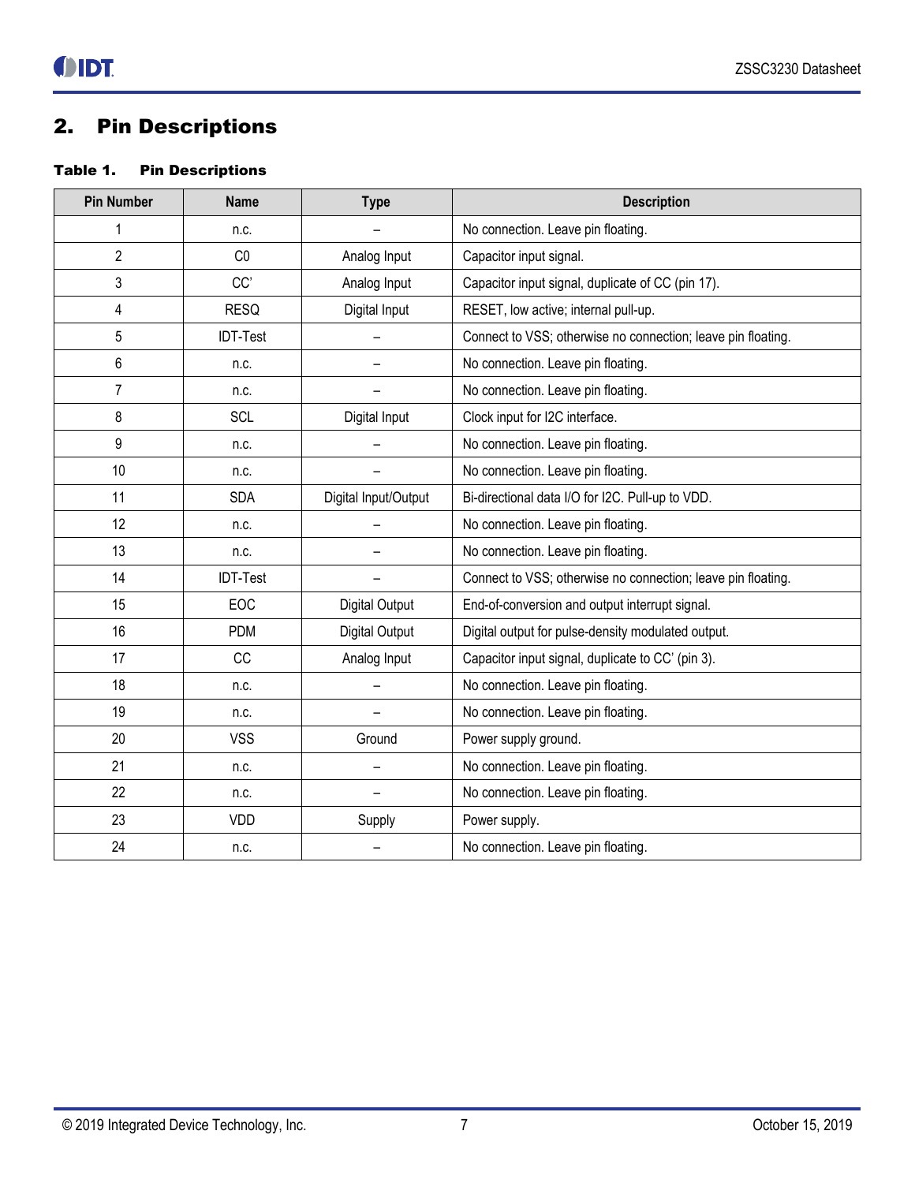## 2. Pin Descriptions

**Table 1. Pin Descriptions**

| Pin Number | Name | Type | Description |
|---|---|---|---|
| 1 | n.c. | – | No connection. Leave pin floating. |
| 2 | C0 | Analog Input | Capacitor input signal. |
| 3 | CC' | Analog Input | Capacitor input signal, duplicate of CC (pin 17). |
| 4 | RESQ | Digital Input | RESET, low active; internal pull-up. |
| 5 | IDT-Test | – | Connect to VSS; otherwise no connection; leave pin floating. |
| 6 | n.c. | – | No connection. Leave pin floating. |
| 7 | n.c. | – | No connection. Leave pin floating. |
| 8 | SCL | Digital Input | Clock input for I2C interface. |
| 9 | n.c. | – | No connection. Leave pin floating. |
| 10 | n.c. | – | No connection. Leave pin floating. |
| 11 | SDA | Digital Input/Output | Bi-directional data I/O for I2C. Pull-up to VDD. |
| 12 | n.c. | – | No connection. Leave pin floating. |
| 13 | n.c. | – | No connection. Leave pin floating. |
| 14 | IDT-Test | – | Connect to VSS; otherwise no connection; leave pin floating. |
| 15 | EOC | Digital Output | End-of-conversion and output interrupt signal. |
| 16 | PDM | Digital Output | Digital output for pulse-density modulated output. |
| 17 | CC | Analog Input | Capacitor input signal, duplicate to CC' (pin 3). |
| 18 | n.c. | – | No connection. Leave pin floating. |
| 19 | n.c. | – | No connection. Leave pin floating. |
| 20 | VSS | Ground | Power supply ground. |
| 21 | n.c. | – | No connection. Leave pin floating. |
| 22 | n.c. | – | No connection. Leave pin floating. |
| 23 | VDD | Supply | Power supply. |
| 24 | n.c. | – | No connection. Leave pin floating. |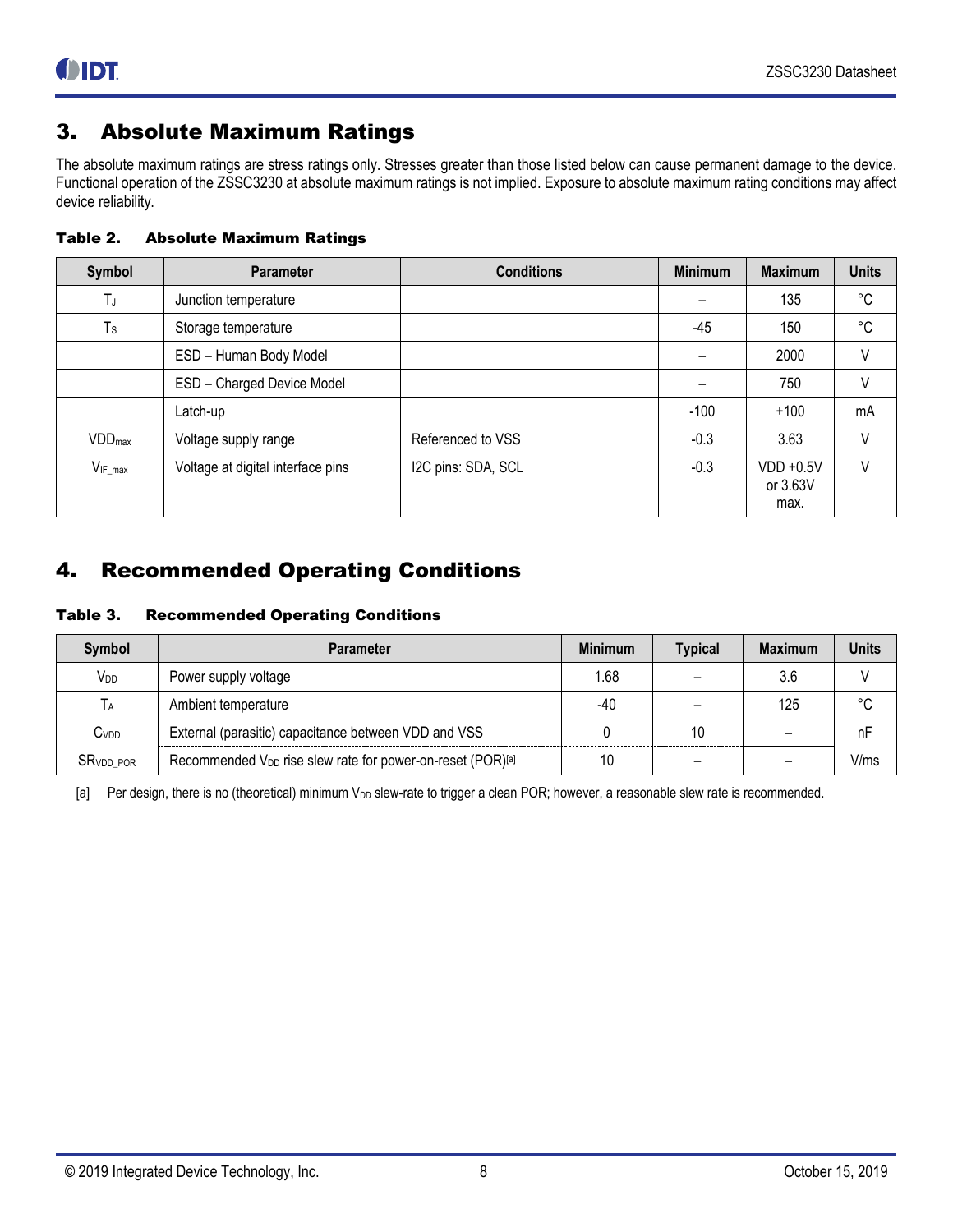# 3. Absolute Maximum Ratings

The absolute maximum ratings are stress ratings only. Stresses greater than those listed below can cause permanent damage to the device. Functional operation of the ZSSC3230 at absolute maximum ratings is not implied. Exposure to absolute maximum rating conditions may affect device reliability.

**Table 2. Absolute Maximum Ratings**

| Symbol | Parameter | Conditions | Minimum | Maximum | Units |
|---|---|---|---|---|---|
| $T_J$ | Junction temperature | | – | 135 | °C |
| $T_S$ | Storage temperature | | -45 | 150 | °C |
| | ESD – Human Body Model | | – | 2000 | V |
| | ESD – Charged Device Model | | – | 750 | V |
| | Latch-up | | -100 | +100 | mA |
| $VDD_{max}$ | Voltage supply range | Referenced to VSS | -0.3 | 3.63 | V |
| $V_{IF\_max}$ | Voltage at digital interface pins | I2C pins: SDA, SCL | -0.3 | VDD +0.5V or 3.63V max. | V |

# 4. Recommended Operating Conditions

**Table 3. Recommended Operating Conditions**

| Symbol | Parameter | Minimum | Typical | Maximum | Units |
|---|---|---|---|---|---|
| $V_{DD}$ | Power supply voltage | 1.68 | – | 3.6 | V |
| $T_A$ | Ambient temperature | -40 | – | 125 | °C |
| $C_{VDD}$ | External (parasitic) capacitance between VDD and VSS | 0 | 10 | – | nF |
| $SR_{VDD\_POR}$ | Recommended $V_{DD}$ rise slew rate for power-on-reset (POR)[a] | 10 | – | – | V/ms |

[a] Per design, there is no (theoretical) minimum $V_{DD}$ slew-rate to trigger a clean POR; however, a reasonable slew rate is recommended.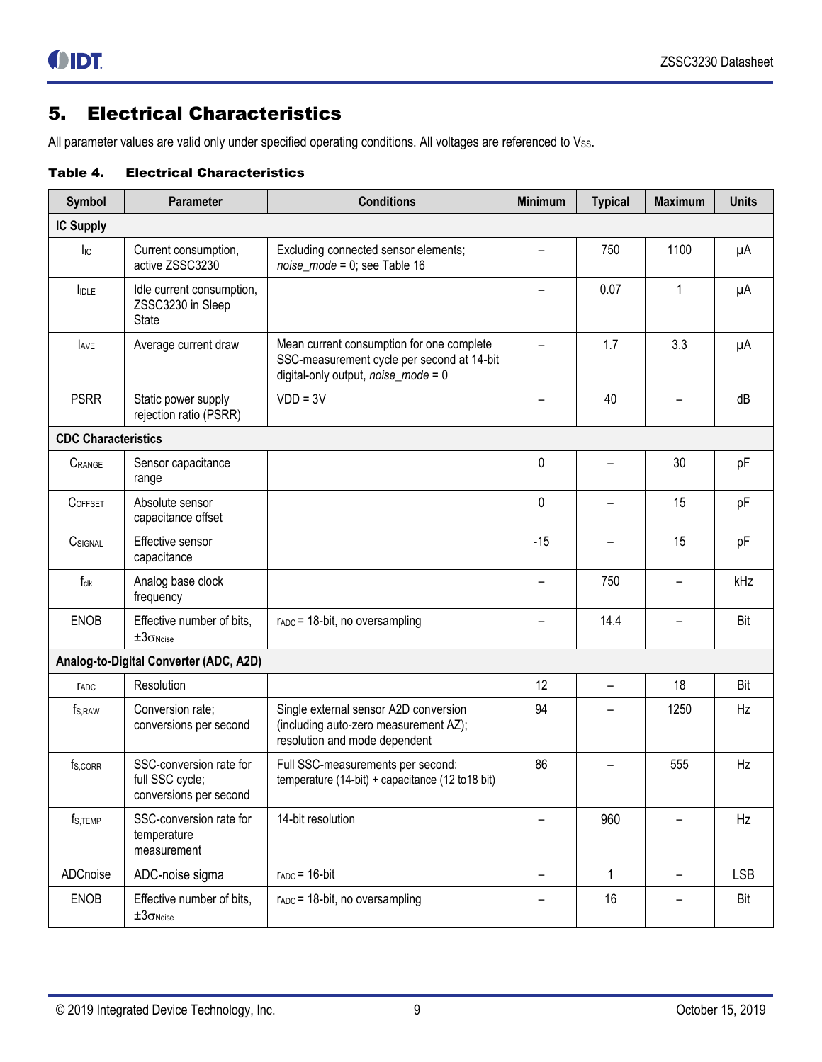# 5. Electrical Characteristics

All parameter values are valid only under specified operating conditions. All voltages are referenced to $V_{SS}$.

**Table 4. Electrical Characteristics**

| Symbol | Parameter | Conditions | Minimum | Typical | Maximum | Units |
|---|---|---|---|---|---|---|
| **IC Supply** | | | | | | |
| $I_{IC}$ | Current consumption, active ZSSC3230 | Excluding connected sensor elements; *noise_mode* = 0; see Table 16 | – | 750 | 1100 | µA |
| $I_{IDLE}$ | Idle current consumption, ZSSC3230 in Sleep State | | – | 0.07 | 1 | µA |
| $I_{AVE}$ | Average current draw | Mean current consumption for one complete SSC-measurement cycle per second at 14-bit digital-only output, *noise_mode* = 0 | – | 1.7 | 3.3 | µA |
| PSRR | Static power supply rejection ratio (PSRR) | VDD = 3V | – | 40 | – | dB |
| **CDC Characteristics** | | | | | | |
| $C_{RANGE}$ | Sensor capacitance range | | 0 | – | 30 | pF |
| $C_{OFFSET}$ | Absolute sensor capacitance offset | | 0 | – | 15 | pF |
| $C_{SIGNAL}$ | Effective sensor capacitance | | -15 | – | 15 | pF |
| $f_{clk}$ | Analog base clock frequency | | – | 750 | – | kHz |
| ENOB | Effective number of bits, $\pm 3\sigma_{Noise}$ | $r_{ADC}$ = 18-bit, no oversampling | – | 14.4 | – | Bit |
| **Analog-to-Digital Converter (ADC, A2D)** | | | | | | |
| $r_{ADC}$ | Resolution | | 12 | – | 18 | Bit |
| $f_{S,RAW}$ | Conversion rate; conversions per second | Single external sensor A2D conversion (including auto-zero measurement AZ); resolution and mode dependent | 94 | – | 1250 | Hz |
| $f_{S,CORR}$ | SSC-conversion rate for full SSC cycle; conversions per second | Full SSC-measurements per second: temperature (14-bit) + capacitance (12 to18 bit) | 86 | – | 555 | Hz |
| $f_{S,TEMP}$ | SSC-conversion rate for temperature measurement | 14-bit resolution | – | 960 | – | Hz |
| ADCnoise | ADC-noise sigma | $r_{ADC}$ = 16-bit | – | 1 | – | LSB |
| ENOB | Effective number of bits, $\pm 3\sigma_{Noise}$ | $r_{ADC}$ = 18-bit, no oversampling | – | 16 | – | Bit |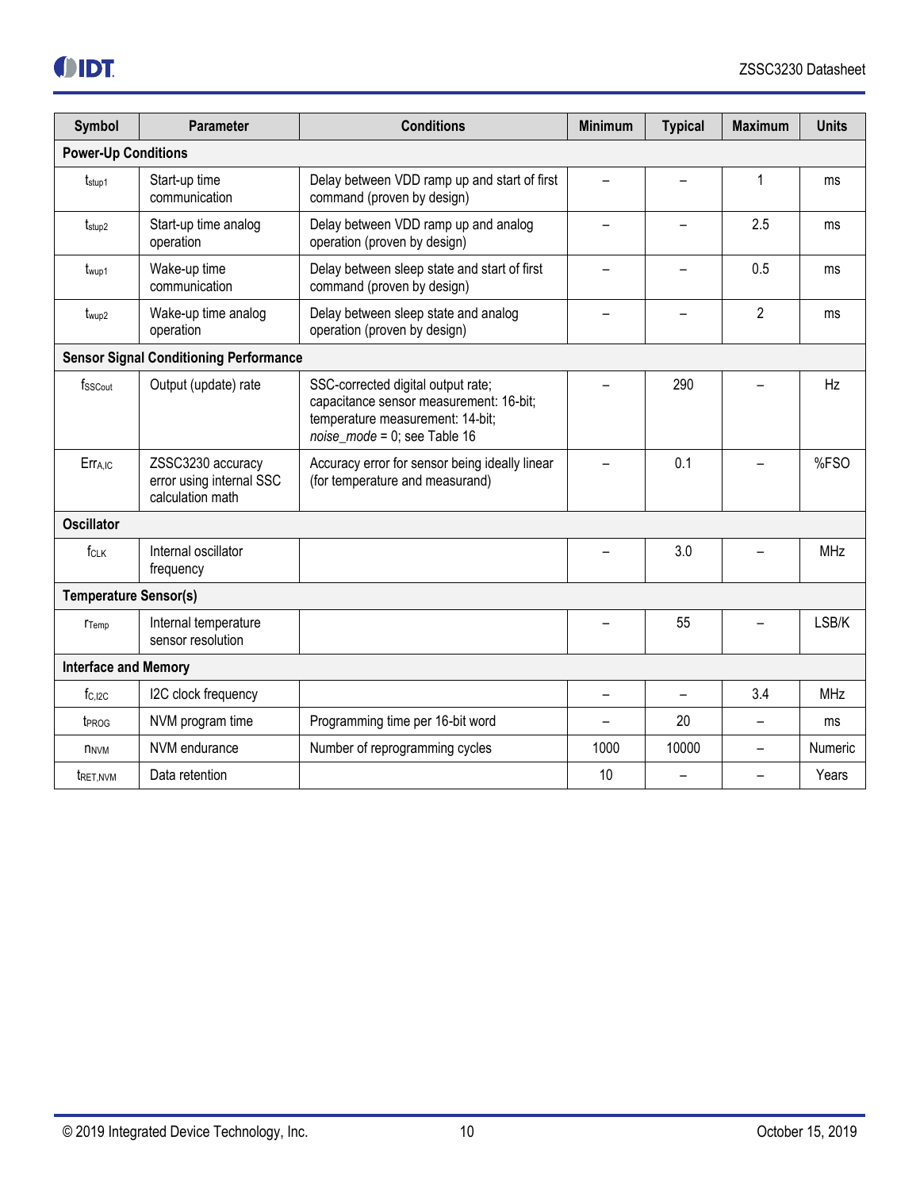| Symbol | Parameter | Conditions | Minimum | Typical | Maximum | Units |
|---|---|---|---|---|---|---|
| **Power-Up Conditions** | | | | | | |
| $t_{stup1}$ | Start-up time communication | Delay between VDD ramp up and start of first command (proven by design) | – | – | 1 | ms |
| $t_{stup2}$ | Start-up time analog operation | Delay between VDD ramp up and analog operation (proven by design) | – | – | 2.5 | ms |
| $t_{wup1}$ | Wake-up time communication | Delay between sleep state and start of first command (proven by design) | – | – | 0.5 | ms |
| $t_{wup2}$ | Wake-up time analog operation | Delay between sleep state and analog operation (proven by design) | – | – | 2 | ms |
| **Sensor Signal Conditioning Performance** | | | | | | |
| $f_{SSCout}$ | Output (update) rate | SSC-corrected digital output rate; capacitance sensor measurement: 16-bit; temperature measurement: 14-bit; *noise_mode* = 0; see Table 16 | – | 290 | – | Hz |
| $Err_{A,IC}$ | ZSSC3230 accuracy error using internal SSC calculation math | Accuracy error for sensor being ideally linear (for temperature and measurand) | – | 0.1 | – | %FSO |
| **Oscillator** | | | | | | |
| $f_{CLK}$ | Internal oscillator frequency | | – | 3.0 | – | MHz |
| **Temperature Sensor(s)** | | | | | | |
| $r_{Temp}$ | Internal temperature sensor resolution | | – | 55 | – | LSB/K |
| **Interface and Memory** | | | | | | |
| $f_{C,I2C}$ | I2C clock frequency | | – | – | 3.4 | MHz |
| $t_{PROG}$ | NVM program time | Programming time per 16-bit word | – | 20 | – | ms |
| $n_{NVM}$ | NVM endurance | Number of reprogramming cycles | 1000 | 10000 | – | Numeric |
| $t_{RET,NVM}$ | Data retention | | 10 | – | – | Years |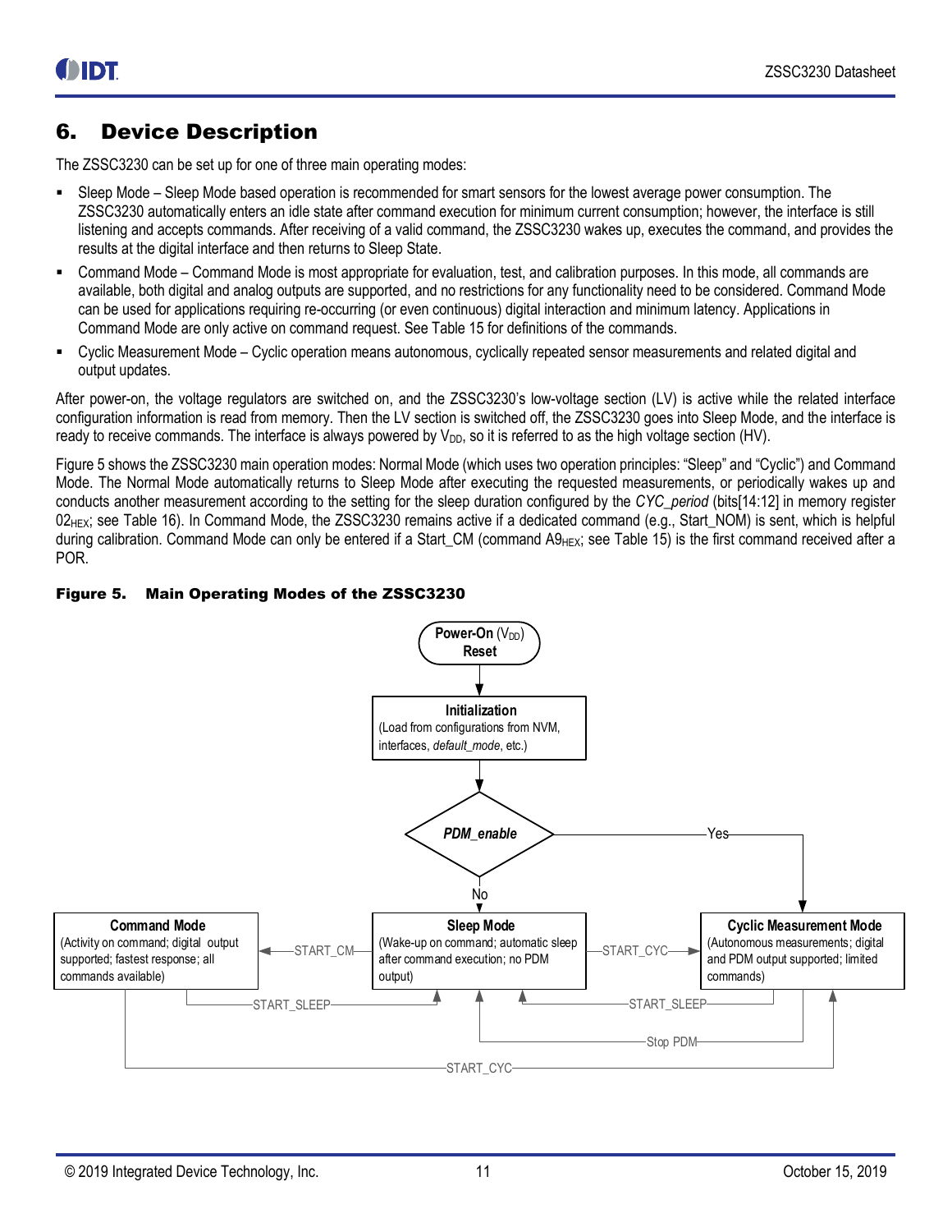# 6. Device Description

The ZSSC3230 can be set up for one of three main operating modes:

- Sleep Mode – Sleep Mode based operation is recommended for smart sensors for the lowest average power consumption. The ZSSC3230 automatically enters an idle state after command execution for minimum current consumption; however, the interface is still listening and accepts commands. After receiving of a valid command, the ZSSC3230 wakes up, executes the command, and provides the results at the digital interface and then returns to Sleep State.
- Command Mode – Command Mode is most appropriate for evaluation, test, and calibration purposes. In this mode, all commands are available, both digital and analog outputs are supported, and no restrictions for any functionality need to be considered. Command Mode can be used for applications requiring re-occurring (or even continuous) digital interaction and minimum latency. Applications in Command Mode are only active on command request. See Table 15 for definitions of the commands.
- Cyclic Measurement Mode – Cyclic operation means autonomous, cyclically repeated sensor measurements and related digital and output updates.

After power-on, the voltage regulators are switched on, and the ZSSC3230's low-voltage section (LV) is active while the related interface configuration information is read from memory. Then the LV section is switched off, the ZSSC3230 goes into Sleep Mode, and the interface is ready to receive commands. The interface is always powered by $V_{DD}$, so it is referred to as the high voltage section (HV).

Figure 5 shows the ZSSC3230 main operation modes: Normal Mode (which uses two operation principles: "Sleep" and "Cyclic") and Command Mode. The Normal Mode automatically returns to Sleep Mode after executing the requested measurements, or periodically wakes up and conducts another measurement according to the setting for the sleep duration configured by the *CYC_period* (bits[14:12] in memory register $02_{HEX}$; see Table 16). In Command Mode, the ZSSC3230 remains active if a dedicated command (e.g., Start_NOM) is sent, which is helpful during calibration. Command Mode can only be entered if a Start_CM (command $A9_{HEX}$; see Table 15) is the first command received after a POR.

**Figure 5. Main Operating Modes of the ZSSC3230**

**Power-On ($V_{DD}$) Reset** → **Initialization** (Load from configurations from NVM, interfaces, *default_mode*, etc.) → ***PDM_enable***

- *PDM_enable* = Yes → **Cyclic Measurement Mode** (Autonomous measurements; digital and PDM output supported; limited commands)
- *PDM_enable* = No → **Sleep Mode** (Wake-up on command; automatic sleep after command execution; no PDM output)

Transitions:

- Sleep Mode → Command Mode (Activity on command; digital output supported; fastest response; all commands available): START_CM
- Sleep Mode → Cyclic Measurement Mode: START_CYC
- Command Mode → Sleep Mode: START_SLEEP
- Command Mode → Cyclic Measurement Mode: START_CYC
- Cyclic Measurement Mode → Sleep Mode: START_SLEEP
- Cyclic Measurement Mode → Sleep Mode: Stop PDM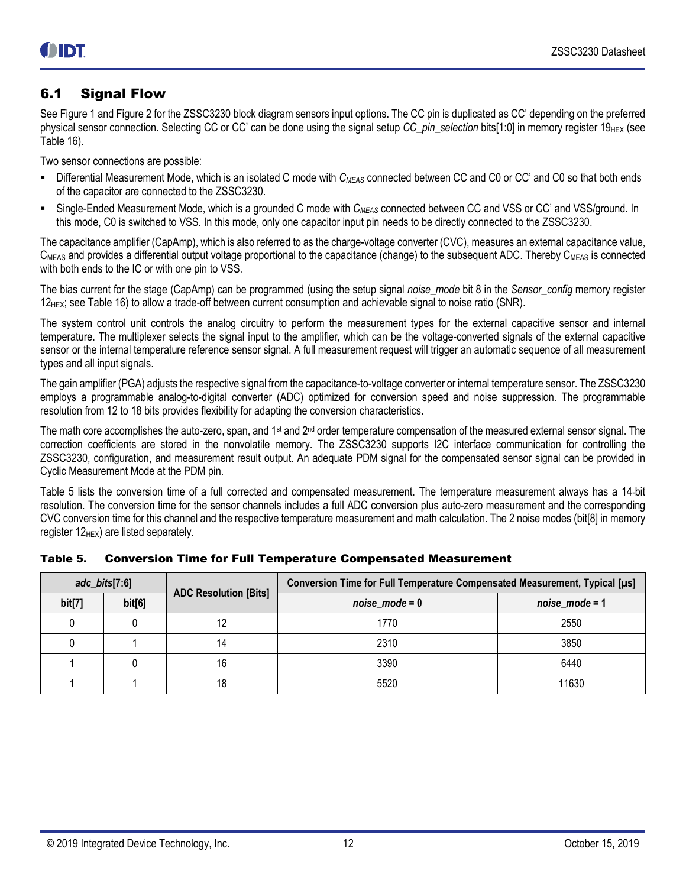## 6.1 Signal Flow

See Figure 1 and Figure 2 for the ZSSC3230 block diagram sensors input options. The CC pin is duplicated as CC' depending on the preferred physical sensor connection. Selecting CC or CC' can be done using the signal setup *CC_pin_selection* bits[1:0] in memory register $19_{HEX}$ (see Table 16).

Two sensor connections are possible:

- Differential Measurement Mode, which is an isolated C mode with $C_{MEAS}$ connected between CC and C0 or CC' and C0 so that both ends of the capacitor are connected to the ZSSC3230.
- Single-Ended Measurement Mode, which is a grounded C mode with $C_{MEAS}$ connected between CC and VSS or CC' and VSS/ground. In this mode, C0 is switched to VSS. In this mode, only one capacitor input pin needs to be directly connected to the ZSSC3230.

The capacitance amplifier (CapAmp), which is also referred to as the charge-voltage converter (CVC), measures an external capacitance value, $C_{MEAS}$ and provides a differential output voltage proportional to the capacitance (change) to the subsequent ADC. Thereby $C_{MEAS}$ is connected with both ends to the IC or with one pin to VSS.

The bias current for the stage (CapAmp) can be programmed (using the setup signal *noise_mode* bit 8 in the *Sensor_config* memory register $12_{HEX}$; see Table 16) to allow a trade-off between current consumption and achievable signal to noise ratio (SNR).

The system control unit controls the analog circuitry to perform the measurement types for the external capacitive sensor and internal temperature. The multiplexer selects the signal input to the amplifier, which can be the voltage-converted signals of the external capacitive sensor or the internal temperature reference sensor signal. A full measurement request will trigger an automatic sequence of all measurement types and all input signals.

The gain amplifier (PGA) adjusts the respective signal from the capacitance-to-voltage converter or internal temperature sensor. The ZSSC3230 employs a programmable analog-to-digital converter (ADC) optimized for conversion speed and noise suppression. The programmable resolution from 12 to 18 bits provides flexibility for adapting the conversion characteristics.

The math core accomplishes the auto-zero, span, and 1st and 2nd order temperature compensation of the measured external sensor signal. The correction coefficients are stored in the nonvolatile memory. The ZSSC3230 supports I2C interface communication for controlling the ZSSC3230, configuration, and measurement result output. An adequate PDM signal for the compensated sensor signal can be provided in Cyclic Measurement Mode at the PDM pin.

Table 5 lists the conversion time of a full corrected and compensated measurement. The temperature measurement always has a 14-bit resolution. The conversion time for the sensor channels includes a full ADC conversion plus auto-zero measurement and the corresponding CVC conversion time for this channel and the respective temperature measurement and math calculation. The 2 noise modes (bit[8] in memory register $12_{HEX}$) are listed separately.

**Table 5. Conversion Time for Full Temperature Compensated Measurement**

| *adc_bits*[7:6] | | ADC Resolution [Bits] | Conversion Time for Full Temperature Compensated Measurement, Typical [µs] | |
|---|---|---|---|---|
| bit[7] | bit[6] | | *noise_mode* = 0 | *noise_mode* = 1 |
| 0 | 0 | 12 | 1770 | 2550 |
| 0 | 1 | 14 | 2310 | 3850 |
| 1 | 0 | 16 | 3390 | 6440 |
| 1 | 1 | 18 | 5520 | 11630 |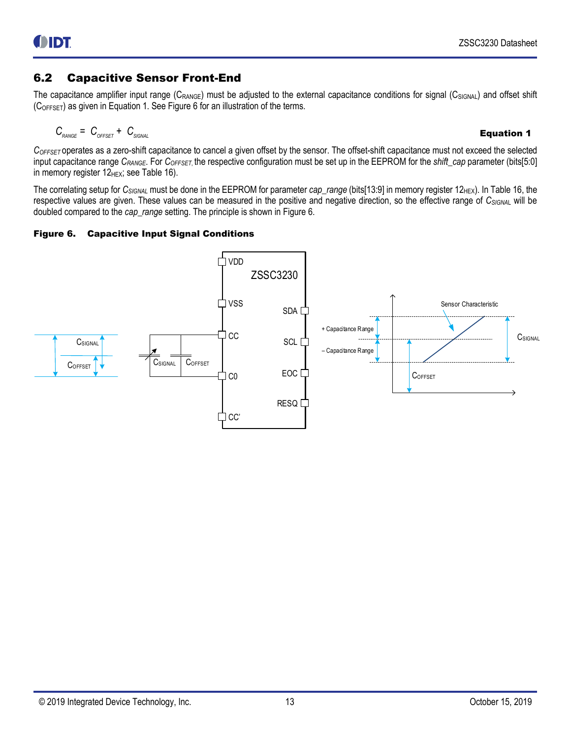## 6.2 Capacitive Sensor Front-End

The capacitance amplifier input range ($C_{RANGE}$) must be adjusted to the external capacitance conditions for signal ($C_{SIGNAL}$) and offset shift ($C_{OFFSET}$) as given in Equation 1. See Figure 6 for an illustration of the terms.

$$C_{RANGE} = C_{OFFSET} + C_{SIGNAL} \qquad \textbf{Equation 1}$$

$C_{OFFSET}$ operates as a zero-shift capacitance to cancel a given offset by the sensor. The offset-shift capacitance must not exceed the selected input capacitance range $C_{RANGE}$. For $C_{OFFSET}$, the respective configuration must be set up in the EEPROM for the *shift_cap* parameter (bits[5:0] in memory register $12_{HEX}$; see Table 16).

The correlating setup for $C_{SIGNAL}$ must be done in the EEPROM for parameter *cap_range* (bits[13:9] in memory register $12_{HEX}$). In Table 16, the respective values are given. These values can be measured in the positive and negative direction, so the effective range of $C_{SIGNAL}$ will be doubled compared to the *cap_range* setting. The principle is shown in Figure 6.

**Figure 6. Capacitive Input Signal Conditions**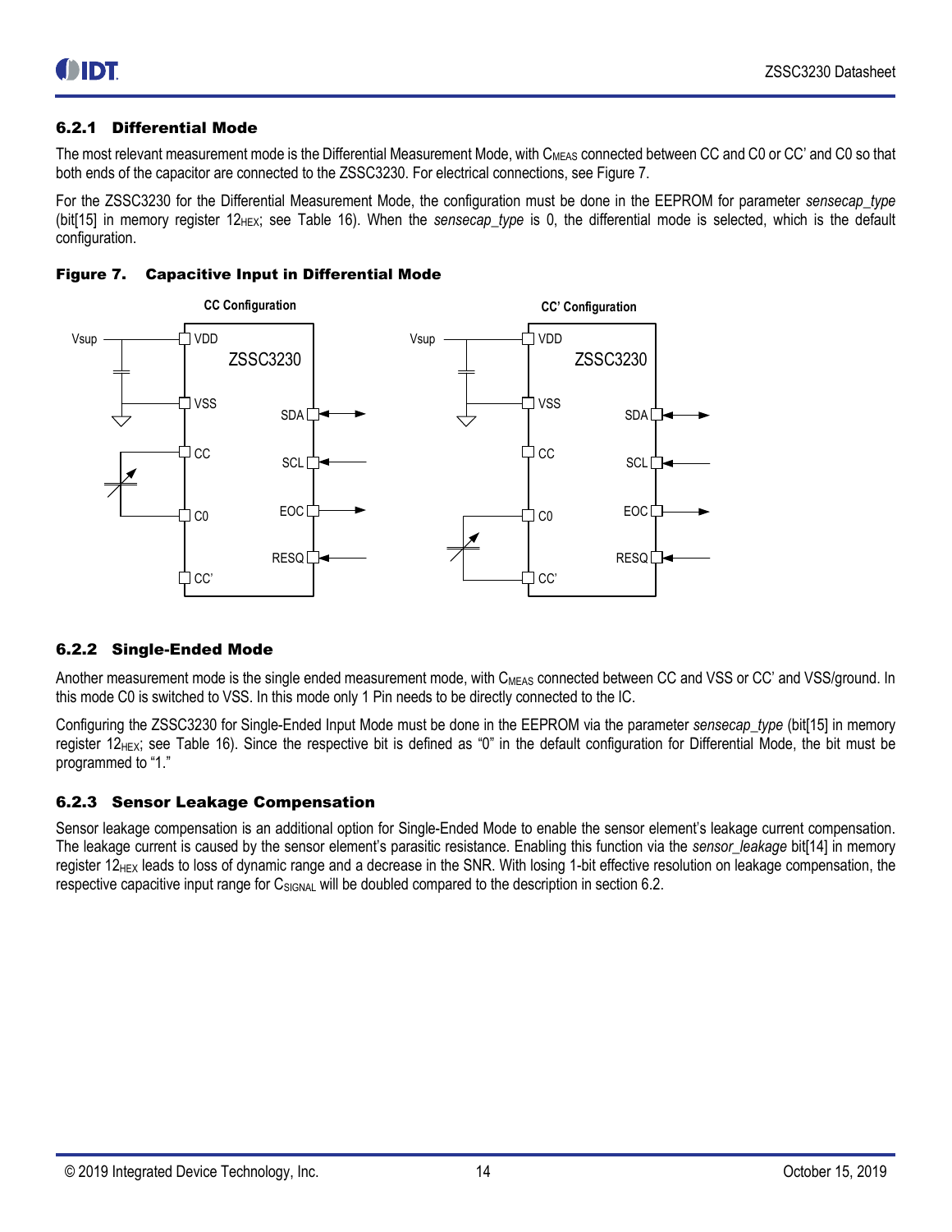### 6.2.1 Differential Mode

The most relevant measurement mode is the Differential Measurement Mode, with $C_{MEAS}$ connected between CC and C0 or CC' and C0 so that both ends of the capacitor are connected to the ZSSC3230. For electrical connections, see Figure 7.

For the ZSSC3230 for the Differential Measurement Mode, the configuration must be done in the EEPROM for parameter *sensecap_type* (bit[15] in memory register $12_{HEX}$; see Table 16). When the *sensecap_type* is 0, the differential mode is selected, which is the default configuration.

**Figure 7. Capacitive Input in Differential Mode**

### 6.2.2 Single-Ended Mode

Another measurement mode is the single ended measurement mode, with $C_{MEAS}$ connected between CC and VSS or CC' and VSS/ground. In this mode C0 is switched to VSS. In this mode only 1 Pin needs to be directly connected to the IC.

Configuring the ZSSC3230 for Single-Ended Input Mode must be done in the EEPROM via the parameter *sensecap_type* (bit[15] in memory register $12_{HEX}$; see Table 16). Since the respective bit is defined as "0" in the default configuration for Differential Mode, the bit must be programmed to "1."

### 6.2.3 Sensor Leakage Compensation

Sensor leakage compensation is an additional option for Single-Ended Mode to enable the sensor element's leakage current compensation. The leakage current is caused by the sensor element's parasitic resistance. Enabling this function via the *sensor_leakage* bit[14] in memory register $12_{HEX}$ leads to loss of dynamic range and a decrease in the SNR. With losing 1-bit effective resolution on leakage compensation, the respective capacitive input range for $C_{SIGNAL}$ will be doubled compared to the description in section 6.2.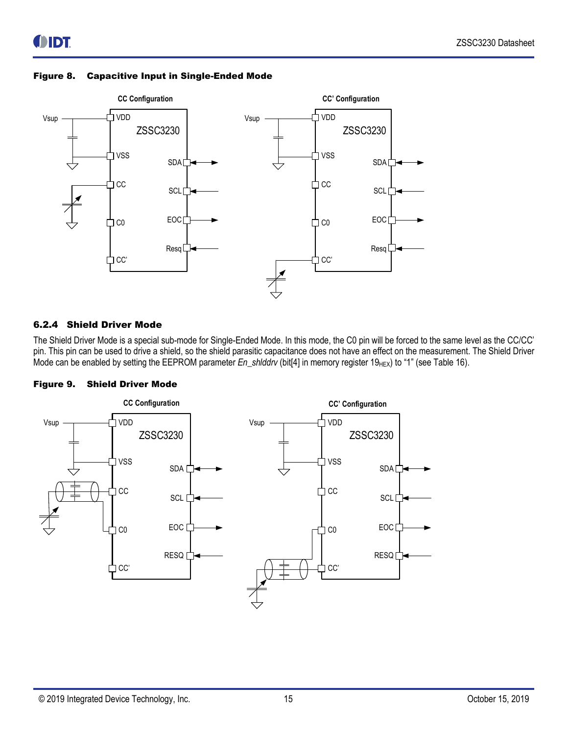**Figure 8. Capacitive Input in Single-Ended Mode**

### 6.2.4 Shield Driver Mode

The Shield Driver Mode is a special sub-mode for Single-Ended Mode. In this mode, the C0 pin will be forced to the same level as the CC/CC' pin. This pin can be used to drive a shield, so the shield parasitic capacitance does not have an effect on the measurement. The Shield Driver Mode can be enabled by setting the EEPROM parameter *En_shlddrv* (bit[4] in memory register $19_{HEX}$) to "1" (see Table 16).

**Figure 9. Shield Driver Mode**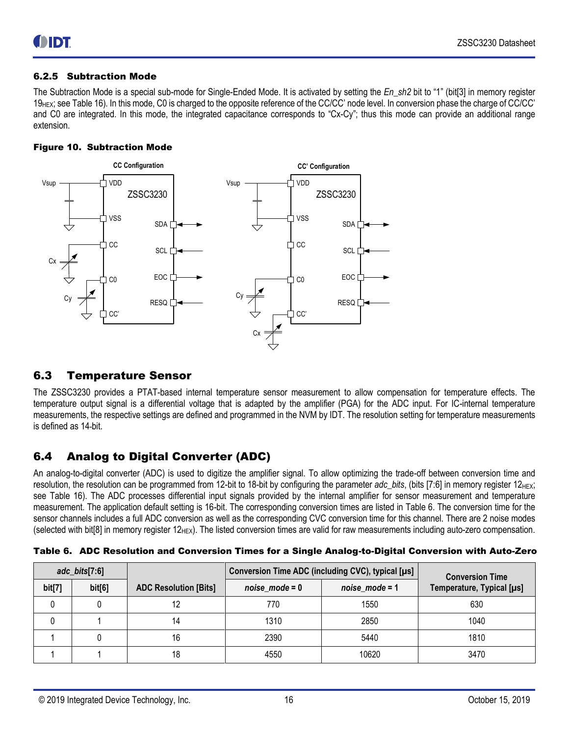### 6.2.5 Subtraction Mode

The Subtraction Mode is a special sub-mode for Single-Ended Mode. It is activated by setting the *En_sh2* bit to "1" (bit[3] in memory register $19_{HEX}$; see Table 16). In this mode, C0 is charged to the opposite reference of the CC/CC' node level. In conversion phase the charge of CC/CC' and C0 are integrated. In this mode, the integrated capacitance corresponds to "Cx-Cy"; thus this mode can provide an additional range extension.

**Figure 10. Subtraction Mode**

## 6.3 Temperature Sensor

The ZSSC3230 provides a PTAT-based internal temperature sensor measurement to allow compensation for temperature effects. The temperature output signal is a differential voltage that is adapted by the amplifier (PGA) for the ADC input. For IC-internal temperature measurements, the respective settings are defined and programmed in the NVM by IDT. The resolution setting for temperature measurements is defined as 14-bit.

## 6.4 Analog to Digital Converter (ADC)

An analog-to-digital converter (ADC) is used to digitize the amplifier signal. To allow optimizing the trade-off between conversion time and resolution, the resolution can be programmed from 12-bit to 18-bit by configuring the parameter *adc_bits*, (bits [7:6] in memory register $12_{HEX}$; see Table 16). The ADC processes differential input signals provided by the internal amplifier for sensor measurement and temperature measurement. The application default setting is 16-bit. The corresponding conversion times are listed in Table 6. The conversion time for the sensor channels includes a full ADC conversion as well as the corresponding CVC conversion time for this channel. There are 2 noise modes (selected with bit[8] in memory register $12_{HEX}$). The listed conversion times are valid for raw measurements including auto-zero compensation.

**Table 6. ADC Resolution and Conversion Times for a Single Analog-to-Digital Conversion with Auto-Zero**

| *adc_bits*[7:6] | | ADC Resolution [Bits] | Conversion Time ADC (including CVC), typical [µs] | | Conversion Time Temperature, Typical [µs] |
|---|---|---|---|---|---|
| bit[7] | bit[6] | | *noise_mode* = 0 | *noise_mode* = 1 | |
| 0 | 0 | 12 | 770 | 1550 | 630 |
| 0 | 1 | 14 | 1310 | 2850 | 1040 |
| 1 | 0 | 16 | 2390 | 5440 | 1810 |
| 1 | 1 | 18 | 4550 | 10620 | 3470 |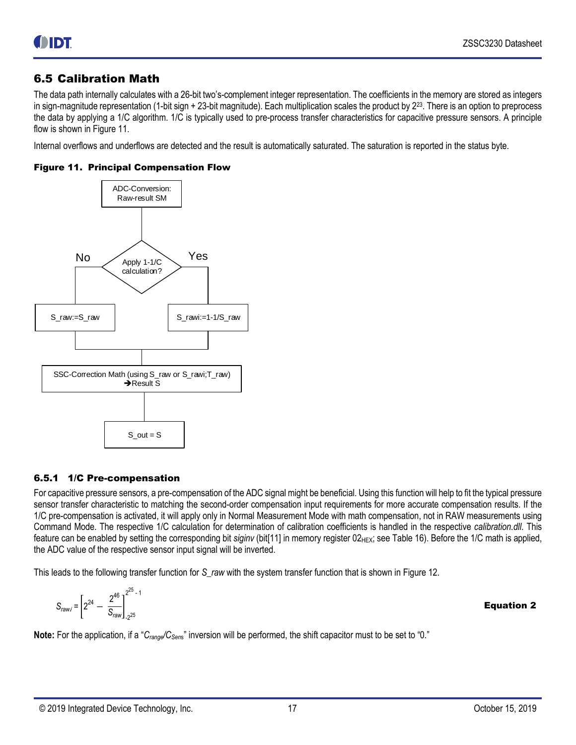## 6.5 Calibration Math

The data path internally calculates with a 26-bit two's-complement integer representation. The coefficients in the memory are stored as integers in sign-magnitude representation (1-bit sign + 23-bit magnitude). Each multiplication scales the product by $2^{23}$. There is an option to preprocess the data by applying a 1/C algorithm. 1/C is typically used to pre-process transfer characteristics for capacitive pressure sensors. A principle flow is shown in Figure 11.

Internal overflows and underflows are detected and the result is automatically saturated. The saturation is reported in the status byte.

**Figure 11. Principal Compensation Flow**

ADC-Conversion: Raw-result SM

Apply 1-1/C calculation?

No: S_raw:=S_raw

Yes: S_rawi:=1-1/S_raw

SSC-Correction Math (using S_raw or S_rawi;T_raw) → Result S

S_out = S

### 6.5.1 1/C Pre-compensation

For capacitive pressure sensors, a pre-compensation of the ADC signal might be beneficial. Using this function will help to fit the typical pressure sensor transfer characteristic to matching the second-order compensation input requirements for more accurate compensation results. If the 1/C pre-compensation is activated, it will apply only in Normal Measurement Mode with math compensation, not in RAW measurements using Command Mode. The respective 1/C calculation for determination of calibration coefficients is handled in the respective *calibration.dll*. This feature can be enabled by setting the corresponding bit *siginv* (bit[11] in memory register $02_{HEX}$; see Table 16). Before the 1/C math is applied, the ADC value of the respective sensor input signal will be inverted.

This leads to the following transfer function for *S_raw* with the system transfer function that is shown in Figure 12.

$$S_{rawi} = \left[2^{24} - \frac{2^{46}}{S_{raw}}\right]_{-2^{25}}^{2^{25}-1} \qquad \textbf{Equation 2}$$

**Note:** For the application, if a "$C_{range}/C_{Sens}$" inversion will be performed, the shift capacitor must to be set to "0."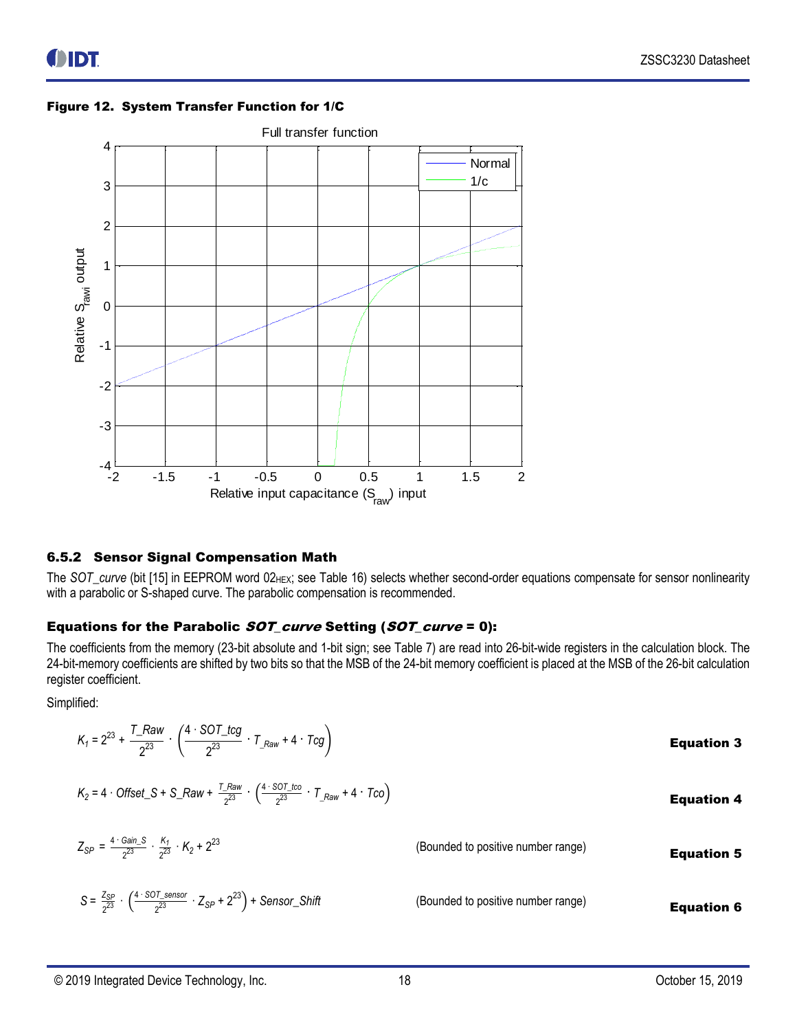**Figure 12. System Transfer Function for 1/C**

### 6.5.2 Sensor Signal Compensation Math

The *SOT_curve* (bit [15] in EEPROM word 02HEX; see Table 16) selects whether second-order equations compensate for sensor nonlinearity with a parabolic or S-shaped curve. The parabolic compensation is recommended.

#### Equations for the Parabolic *SOT_curve* Setting (*SOT_curve* = 0):

The coefficients from the memory (23-bit absolute and 1-bit sign; see Table 7) are read into 26-bit-wide registers in the calculation block. The 24-bit-memory coefficients are shifted by two bits so that the MSB of the 24-bit memory coefficient is placed at the MSB of the 26-bit calculation register coefficient.

Simplified:

$$K_1 = 2^{23} + \frac{T\_Raw}{2^{23}} \cdot \left( \frac{4 \cdot SOT\_tcg}{2^{23}} \cdot T_{\_Raw} + 4 \cdot Tcg \right) \quad \textbf{Equation 3}$$

$$K_2 = 4 \cdot Offset\_S + S\_Raw + \frac{T\_Raw}{2^{23}} \cdot \left( \frac{4 \cdot SOT\_tco}{2^{23}} \cdot T_{\_Raw} + 4 \cdot Tco \right) \quad \textbf{Equation 4}$$

$$Z_{SP} = \frac{4 \cdot Gain\_S}{2^{23}} \cdot \frac{K_1}{2^{23}} \cdot K_2 + 2^{23} \quad \text{(Bounded to positive number range)} \quad \textbf{Equation 5}$$

$$S = \frac{Z_{SP}}{2^{23}} \cdot \left( \frac{4 \cdot SOT\_sensor}{2^{23}} \cdot Z_{SP} + 2^{23} \right) + Sensor\_Shift \quad \text{(Bounded to positive number range)} \quad \textbf{Equation 6}$$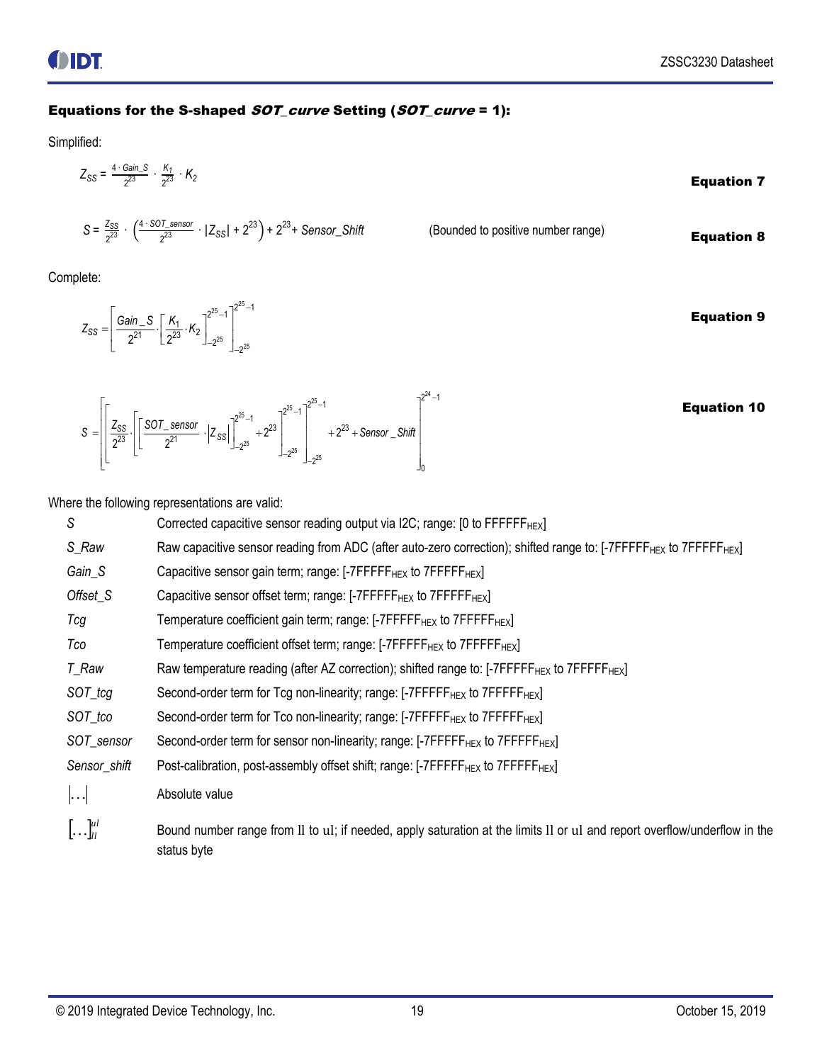### Equations for the S-shaped *SOT_curve* Setting (*SOT_curve* = 1):

Simplified:

$$Z_{SS} = \frac{4 \cdot Gain\_S}{2^{23}} \cdot \frac{K_1}{2^{23}} \cdot K_2 \qquad \textbf{Equation 7}$$

$$S = \frac{Z_{SS}}{2^{23}} \cdot \left(\frac{4 \cdot SOT\_sensor}{2^{23}} \cdot |Z_{SS}| + 2^{23}\right) + 2^{23} + Sensor\_Shift \qquad \text{(Bounded to positive number range)} \qquad \textbf{Equation 8}$$

Complete:

$$Z_{SS} = \left[\frac{Gain\_S}{2^{21}} \cdot \left[\frac{K_1}{2^{23}} \cdot K_2\right]_{-2^{25}}^{2^{25}-1}\right]_{-2^{25}}^{2^{25}-1} \qquad \textbf{Equation 9}$$

$$S = \left[\left[\frac{Z_{SS}}{2^{23}} \cdot \left[\left[\frac{SOT\_sensor}{2^{21}} \cdot |Z_{SS}|\right]_{-2^{25}}^{2^{25}-1} + 2^{23}\right]_{-2^{25}}^{2^{25}-1}\right]_{-2^{25}}^{2^{25}-1} + 2^{23} + Sensor\_Shift\right]_{0}^{2^{24}-1} \qquad \textbf{Equation 10}$$

Where the following representations are valid:

| | |
|---|---|
| $S$ | Corrected capacitive sensor reading output via I2C; range: [0 to $FFFFFF_{HEX}$] |
| $S\_Raw$ | Raw capacitive sensor reading from ADC (after auto-zero correction); shifted range to: [$-7FFFFF_{HEX}$ to $7FFFFF_{HEX}$] |
| $Gain\_S$ | Capacitive sensor gain term; range: [$-7FFFFF_{HEX}$ to $7FFFFF_{HEX}$] |
| $Offset\_S$ | Capacitive sensor offset term; range: [$-7FFFFF_{HEX}$ to $7FFFFF_{HEX}$] |
| $Tcg$ | Temperature coefficient gain term; range: [$-7FFFFF_{HEX}$ to $7FFFFF_{HEX}$] |
| $Tco$ | Temperature coefficient offset term; range: [$-7FFFFF_{HEX}$ to $7FFFFF_{HEX}$] |
| $T\_Raw$ | Raw temperature reading (after AZ correction); shifted range to: [$-7FFFFF_{HEX}$ to $7FFFFF_{HEX}$] |
| $SOT\_tcg$ | Second-order term for Tcg non-linearity; range: [$-7FFFFF_{HEX}$ to $7FFFFF_{HEX}$] |
| $SOT\_tco$ | Second-order term for Tco non-linearity; range: [$-7FFFFF_{HEX}$ to $7FFFFF_{HEX}$] |
| $SOT\_sensor$ | Second-order term for sensor non-linearity; range: [$-7FFFFF_{HEX}$ to $7FFFFF_{HEX}$] |
| $Sensor\_shift$ | Post-calibration, post-assembly offset shift; range: [$-7FFFFF_{HEX}$ to $7FFFFF_{HEX}$] |
| $\lvert \ldots \rvert$ | Absolute value |
| $[\ldots]_{ll}^{ul}$ | Bound number range from ll to ul; if needed, apply saturation at the limits ll or ul and report overflow/underflow in the status byte |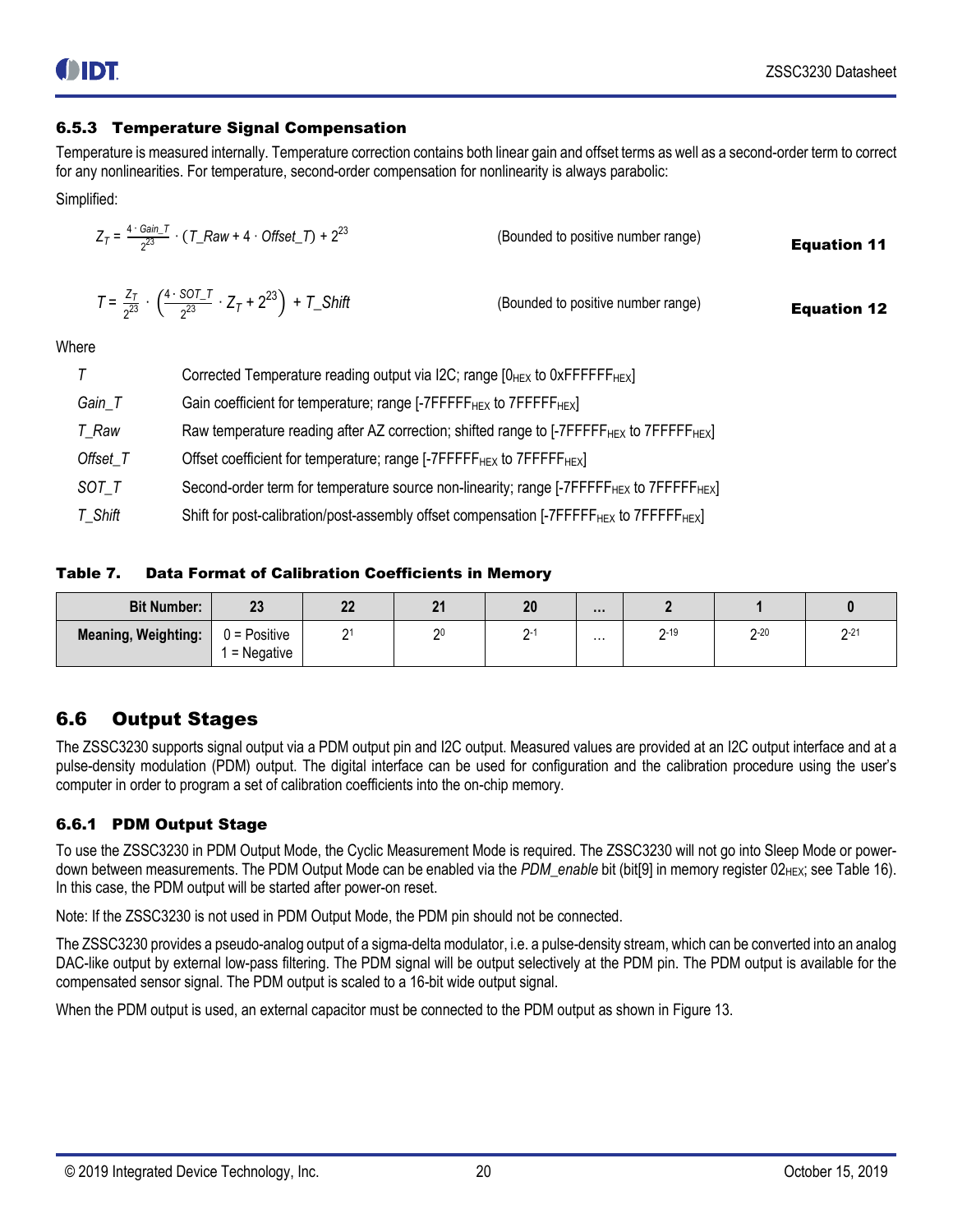### 6.5.3 Temperature Signal Compensation

Temperature is measured internally. Temperature correction contains both linear gain and offset terms as well as a second-order term to correct for any nonlinearities. For temperature, second-order compensation for nonlinearity is always parabolic:

Simplified:

$$Z_T = \frac{4 \cdot Gain\_T}{2^{23}} \cdot (T\_Raw + 4 \cdot Offset\_T) + 2^{23}$$

(Bounded to positive number range) **Equation 11**

$$T = \frac{Z_T}{2^{23}} \cdot \left(\frac{4 \cdot SOT\_T}{2^{23}} \cdot Z_T + 2^{23}\right) + T\_Shift$$

(Bounded to positive number range) **Equation 12**

Where

| | |
|---|---|
| *T* | Corrected Temperature reading output via I2C; range [$0_{HEX}$ to $0xFFFFFF_{HEX}$] |
| *Gain_T* | Gain coefficient for temperature; range [$-7FFFFF_{HEX}$ to $7FFFFF_{HEX}$] |
| *T_Raw* | Raw temperature reading after AZ correction; shifted range to [$-7FFFFF_{HEX}$ to $7FFFFF_{HEX}$] |
| *Offset_T* | Offset coefficient for temperature; range [$-7FFFFF_{HEX}$ to $7FFFFF_{HEX}$] |
| *SOT_T* | Second-order term for temperature source non-linearity; range [$-7FFFFF_{HEX}$ to $7FFFFF_{HEX}$] |
| *T_Shift* | Shift for post-calibration/post-assembly offset compensation [$-7FFFFF_{HEX}$ to $7FFFFF_{HEX}$] |

**Table 7. Data Format of Calibration Coefficients in Memory**

| Bit Number: | 23 | 22 | 21 | 20 | … | 2 | 1 | 0 |
|---|---|---|---|---|---|---|---|---|
| Meaning, Weighting: | 0 = Positive<br>1 = Negative | $2^1$ | $2^0$ | $2^{-1}$ | … | $2^{-19}$ | $2^{-20}$ | $2^{-21}$ |

## 6.6 Output Stages

The ZSSC3230 supports signal output via a PDM output pin and I2C output. Measured values are provided at an I2C output interface and at a pulse-density modulation (PDM) output. The digital interface can be used for configuration and the calibration procedure using the user's computer in order to program a set of calibration coefficients into the on-chip memory.

### 6.6.1 PDM Output Stage

To use the ZSSC3230 in PDM Output Mode, the Cyclic Measurement Mode is required. The ZSSC3230 will not go into Sleep Mode or power-down between measurements. The PDM Output Mode can be enabled via the *PDM_enable* bit (bit[9] in memory register $02_{HEX}$; see Table 16). In this case, the PDM output will be started after power-on reset.

Note: If the ZSSC3230 is not used in PDM Output Mode, the PDM pin should not be connected.

The ZSSC3230 provides a pseudo-analog output of a sigma-delta modulator, i.e. a pulse-density stream, which can be converted into an analog DAC-like output by external low-pass filtering. The PDM signal will be output selectively at the PDM pin. The PDM output is available for the compensated sensor signal. The PDM output is scaled to a 16-bit wide output signal.

When the PDM output is used, an external capacitor must be connected to the PDM output as shown in Figure 13.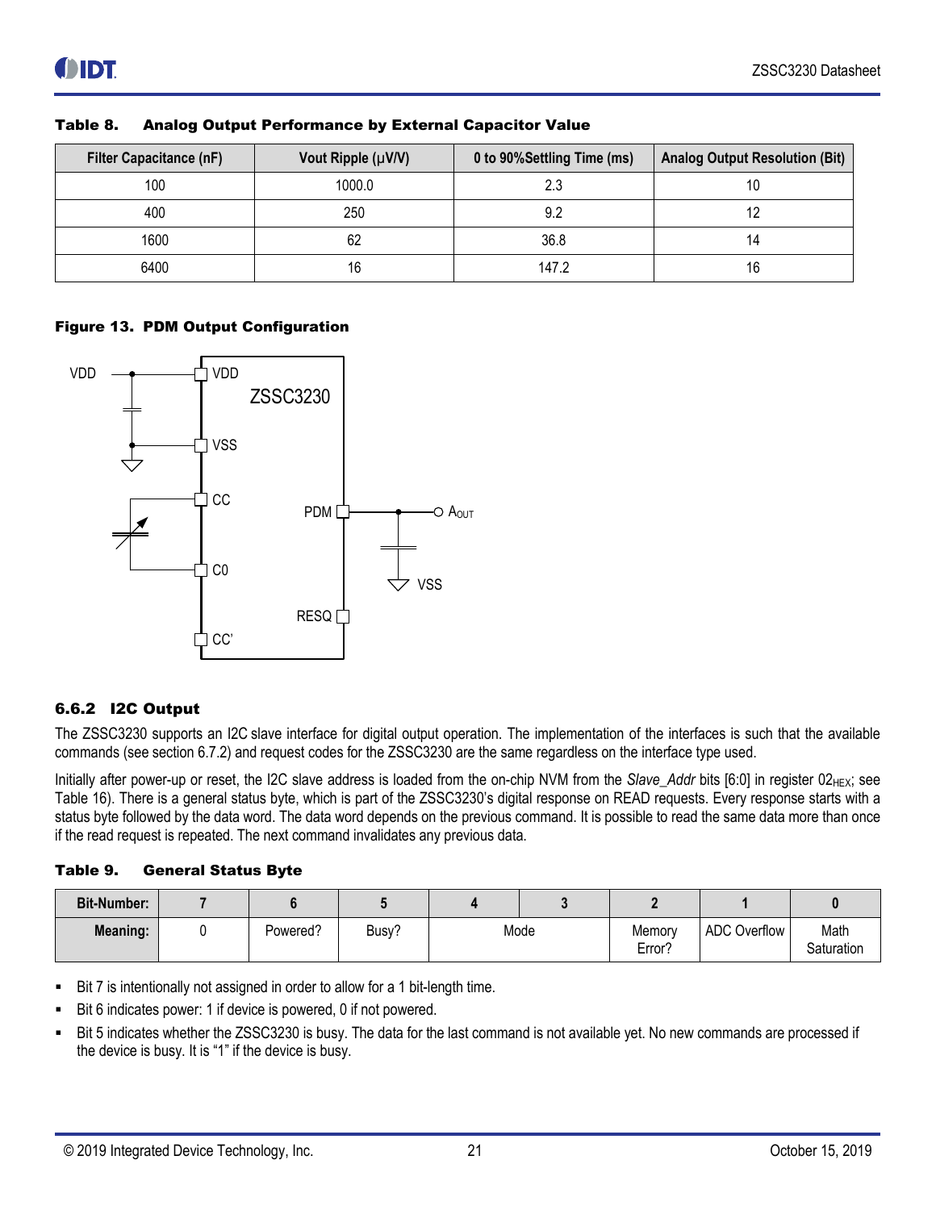**Table 8. Analog Output Performance by External Capacitor Value**

| Filter Capacitance (nF) | Vout Ripple (µV/V) | 0 to 90%Settling Time (ms) | Analog Output Resolution (Bit) |
|---|---|---|---|
| 100 | 1000.0 | 2.3 | 10 |
| 400 | 250 | 9.2 | 12 |
| 1600 | 62 | 36.8 | 14 |
| 6400 | 16 | 147.2 | 16 |

**Figure 13. PDM Output Configuration**

### 6.6.2 I2C Output

The ZSSC3230 supports an I2C slave interface for digital output operation. The implementation of the interfaces is such that the available commands (see section 6.7.2) and request codes for the ZSSC3230 are the same regardless on the interface type used.

Initially after power-up or reset, the I2C slave address is loaded from the on-chip NVM from the *Slave_Addr* bits [6:0] in register $02_{HEX}$; see Table 16). There is a general status byte, which is part of the ZSSC3230's digital response on READ requests. Every response starts with a status byte followed by the data word. The data word depends on the previous command. It is possible to read the same data more than once if the read request is repeated. The next command invalidates any previous data.

**Table 9. General Status Byte**

| Bit-Number: | 7 | 6 | 5 | 4 | 3 | 2 | 1 | 0 |
|---|---|---|---|---|---|---|---|---|
| Meaning: | 0 | Powered? | Busy? | Mode | | Memory Error? | ADC Overflow | Math Saturation |

- Bit 7 is intentionally not assigned in order to allow for a 1 bit-length time.
- Bit 6 indicates power: 1 if device is powered, 0 if not powered.
- Bit 5 indicates whether the ZSSC3230 is busy. The data for the last command is not available yet. No new commands are processed if the device is busy. It is "1" if the device is busy.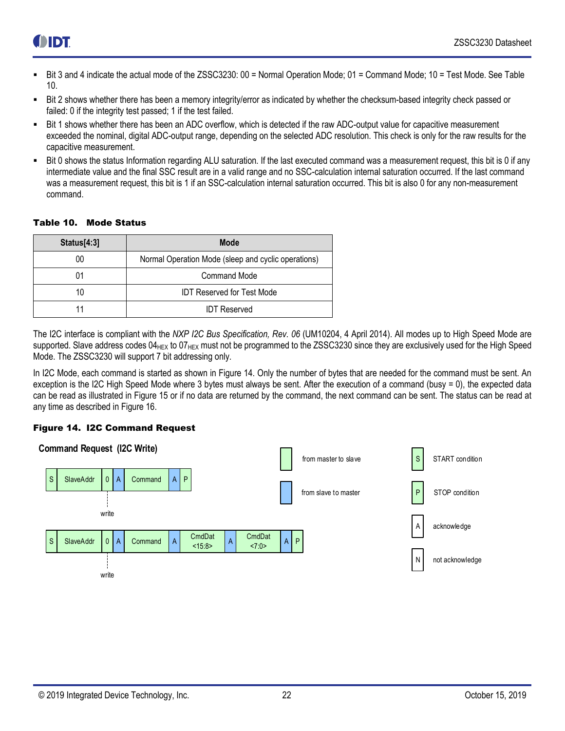- Bit 3 and 4 indicate the actual mode of the ZSSC3230: 00 = Normal Operation Mode; 01 = Command Mode; 10 = Test Mode. See Table 10.
- Bit 2 shows whether there has been a memory integrity/error as indicated by whether the checksum-based integrity check passed or failed: 0 if the integrity test passed; 1 if the test failed.
- Bit 1 shows whether there has been an ADC overflow, which is detected if the raw ADC-output value for capacitive measurement exceeded the nominal, digital ADC-output range, depending on the selected ADC resolution. This check is only for the raw results for the capacitive measurement.
- Bit 0 shows the status Information regarding ALU saturation. If the last executed command was a measurement request, this bit is 0 if any intermediate value and the final SSC result are in a valid range and no SSC-calculation internal saturation occurred. If the last command was a measurement request, this bit is 1 if an SSC-calculation internal saturation occurred. This bit is also 0 for any non-measurement command.

**Table 10. Mode Status**

| Status[4:3] | Mode |
|---|---|
| 00 | Normal Operation Mode (sleep and cyclic operations) |
| 01 | Command Mode |
| 10 | IDT Reserved for Test Mode |
| 11 | IDT Reserved |

The I2C interface is compliant with the *NXP I2C Bus Specification, Rev. 06* (UM10204, 4 April 2014). All modes up to High Speed Mode are supported. Slave address codes $04_{HEX}$ to $07_{HEX}$ must not be programmed to the ZSSC3230 since they are exclusively used for the High Speed Mode. The ZSSC3230 will support 7 bit addressing only.

In I2C Mode, each command is started as shown in Figure 14. Only the number of bytes that are needed for the command must be sent. An exception is the I2C High Speed Mode where 3 bytes must always be sent. After the execution of a command (busy = 0), the expected data can be read as illustrated in Figure 15 or if no data are returned by the command, the next command can be sent. The status can be read at any time as described in Figure 16.

**Figure 14. I2C Command Request**

**Command Request (I2C Write)**

| S | SlaveAddr | 0 | A | Command | A | P |
|---|---|---|---|---|---|---|

(0 = write)

| S | SlaveAddr | 0 | A | Command | A | CmdDat <15:8> | A | CmdDat <7:0> | A | P |
|---|---|---|---|---|---|---|---|---|---|---|

(0 = write)

Legend: from master to slave; from slave to master; S = START condition; P = STOP condition; A = acknowledge; N = not acknowledge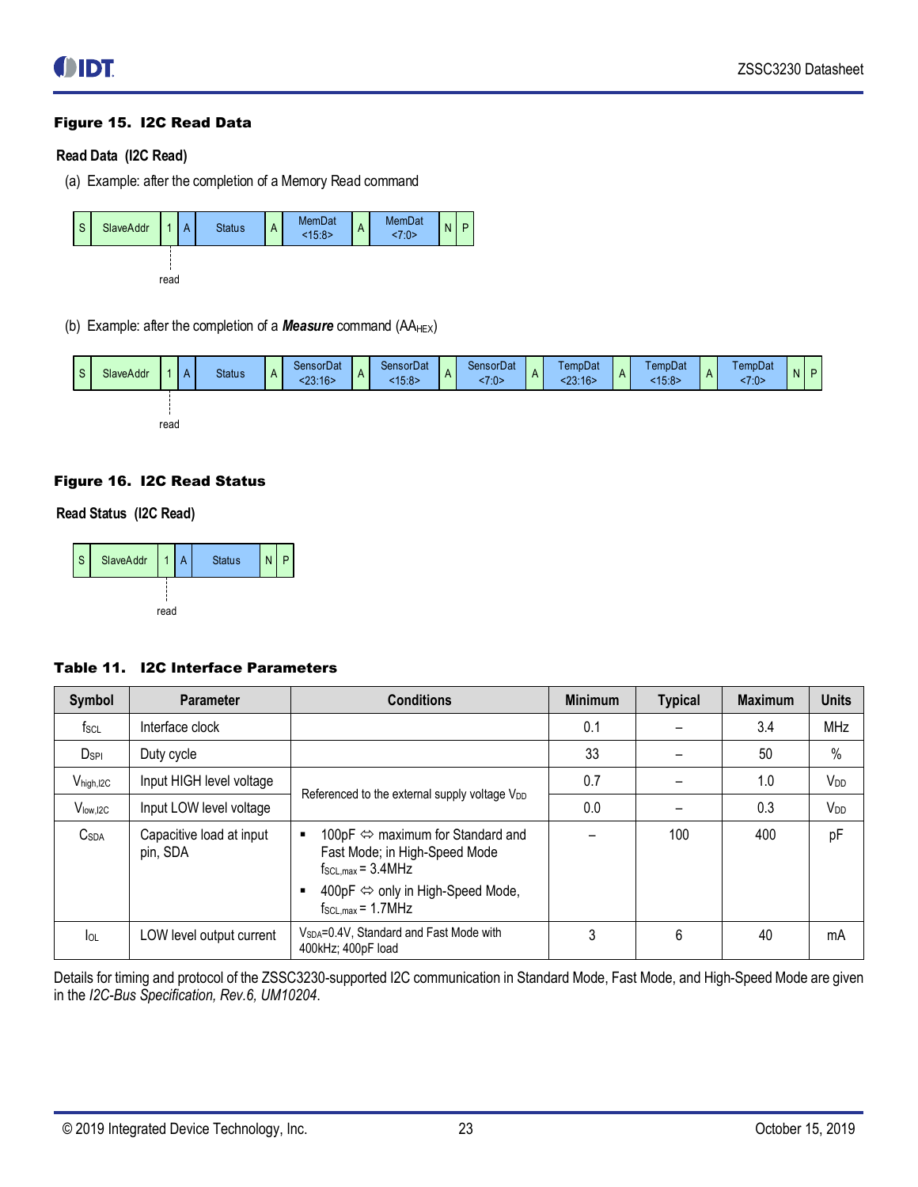**Figure 15. I2C Read Data**

**Read Data (I2C Read)**

(a) Example: after the completion of a Memory Read command

| S | SlaveAddr | 1 | A | Status | A | MemDat <15:8> | A | MemDat <7:0> | N | P |
|---|---|---|---|---|---|---|---|---|---|---|

read

(b) Example: after the completion of a ***Measure*** command ($AA_{HEX}$)

| S | SlaveAddr | 1 | A | Status | A | SensorDat <23:16> | A | SensorDat <15:8> | A | SensorDat <7:0> | A | TempDat <23:16> | A | TempDat <15:8> | A | TempDat <7:0> | N | P |
|---|---|---|---|---|---|---|---|---|---|---|---|---|---|---|---|---|---|---|

read

**Figure 16. I2C Read Status**

**Read Status (I2C Read)**

| S | SlaveAddr | 1 | A | Status | N | P |
|---|---|---|---|---|---|---|

read

**Table 11. I2C Interface Parameters**

| Symbol | Parameter | Conditions | Minimum | Typical | Maximum | Units |
|---|---|---|---|---|---|---|
| $f_{SCL}$ | Interface clock | | 0.1 | – | 3.4 | MHz |
| $D_{SPI}$ | Duty cycle | | 33 | – | 50 | % |
| $V_{high,I2C}$ | Input HIGH level voltage | Referenced to the external supply voltage $V_{DD}$ | 0.7 | – | 1.0 | $V_{DD}$ |
| $V_{low,I2C}$ | Input LOW level voltage | Referenced to the external supply voltage $V_{DD}$ | 0.0 | – | 0.3 | $V_{DD}$ |
| $C_{SDA}$ | Capacitive load at input pin, SDA | ▪ 100pF ⇔ maximum for Standard and Fast Mode; in High-Speed Mode $f_{SCL,max}$ = 3.4MHz<br>▪ 400pF ⇔ only in High-Speed Mode, $f_{SCL,max}$ = 1.7MHz | – | 100 | 400 | pF |
| $I_{OL}$ | LOW level output current | $V_{SDA}$=0.4V, Standard and Fast Mode with 400kHz; 400pF load | 3 | 6 | 40 | mA |

Details for timing and protocol of the ZSSC3230-supported I2C communication in Standard Mode, Fast Mode, and High-Speed Mode are given in the *I2C-Bus Specification, Rev.6, UM10204*.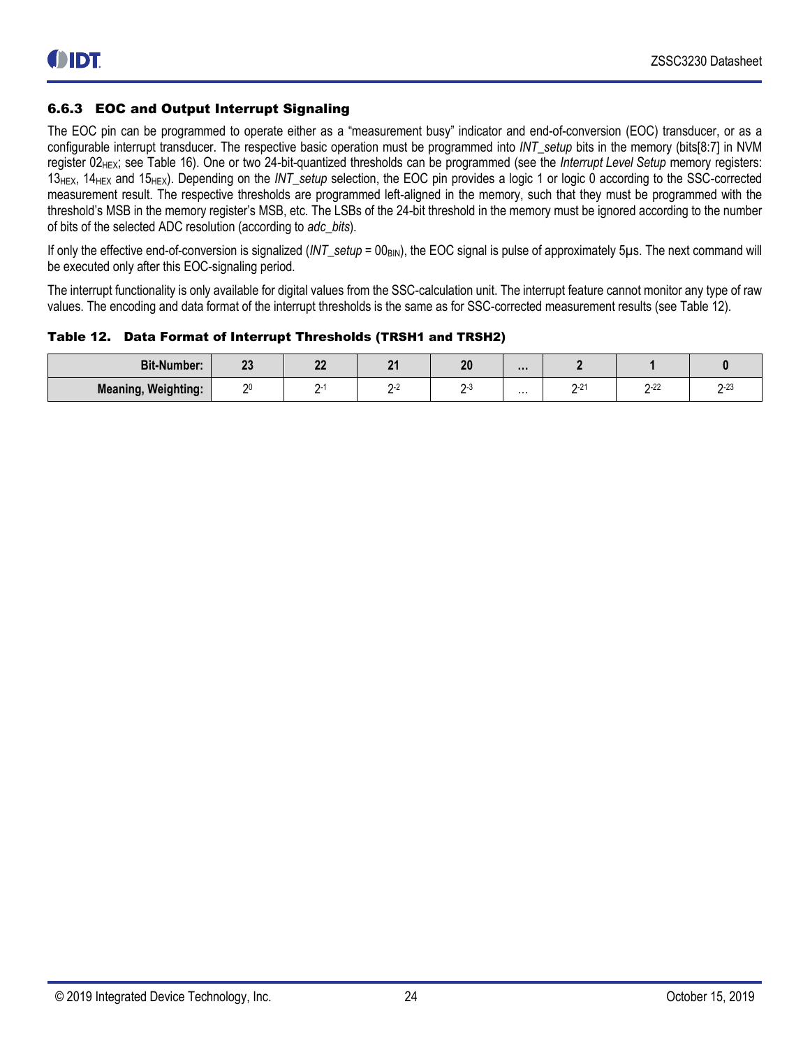### 6.6.3 EOC and Output Interrupt Signaling

The EOC pin can be programmed to operate either as a "measurement busy" indicator and end-of-conversion (EOC) transducer, or as a configurable interrupt transducer. The respective basic operation must be programmed into *INT_setup* bits in the memory (bits[8:7] in NVM register $02_{HEX}$; see Table 16). One or two 24-bit-quantized thresholds can be programmed (see the *Interrupt Level Setup* memory registers: $13_{HEX}$, $14_{HEX}$ and $15_{HEX}$). Depending on the *INT_setup* selection, the EOC pin provides a logic 1 or logic 0 according to the SSC-corrected measurement result. The respective thresholds are programmed left-aligned in the memory, such that they must be programmed with the threshold's MSB in the memory register's MSB, etc. The LSBs of the 24-bit threshold in the memory must be ignored according to the number of bits of the selected ADC resolution (according to *adc_bits*).

If only the effective end-of-conversion is signalized (*INT_setup* = $00_{BIN}$), the EOC signal is pulse of approximately 5µs. The next command will be executed only after this EOC-signaling period.

The interrupt functionality is only available for digital values from the SSC-calculation unit. The interrupt feature cannot monitor any type of raw values. The encoding and data format of the interrupt thresholds is the same as for SSC-corrected measurement results (see Table 12).

**Table 12. Data Format of Interrupt Thresholds (TRSH1 and TRSH2)**

| Bit-Number: | 23 | 22 | 21 | 20 | … | 2 | 1 | 0 |
|---|---|---|---|---|---|---|---|---|
| Meaning, Weighting: | $2^0$ | $2^{-1}$ | $2^{-2}$ | $2^{-3}$ | … | $2^{-21}$ | $2^{-22}$ | $2^{-23}$ |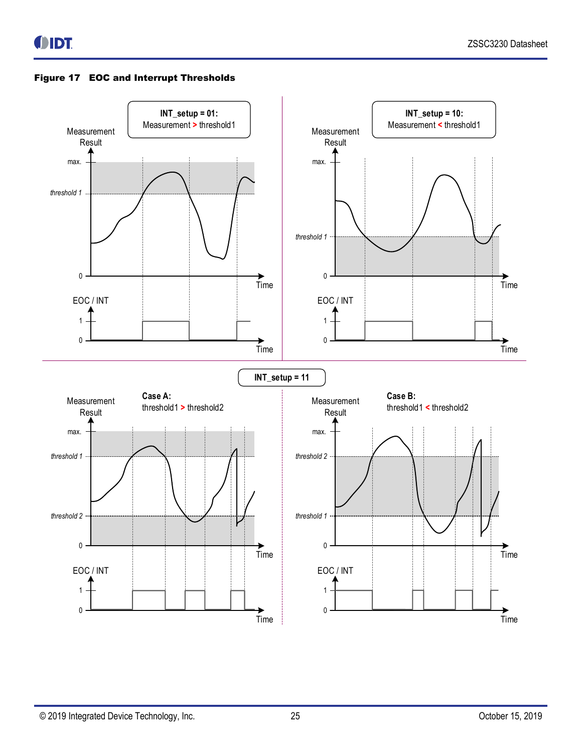**Figure 17 EOC and Interrupt Thresholds**

INT_setup = 01: Measurement > threshold1

INT_setup = 10: Measurement < threshold1

INT_setup = 11

Case A: threshold1 > threshold2

Case B: threshold1 < threshold2

Measurement Result

max.

threshold 1

threshold 2

0

Time

EOC / INT

1

0

Time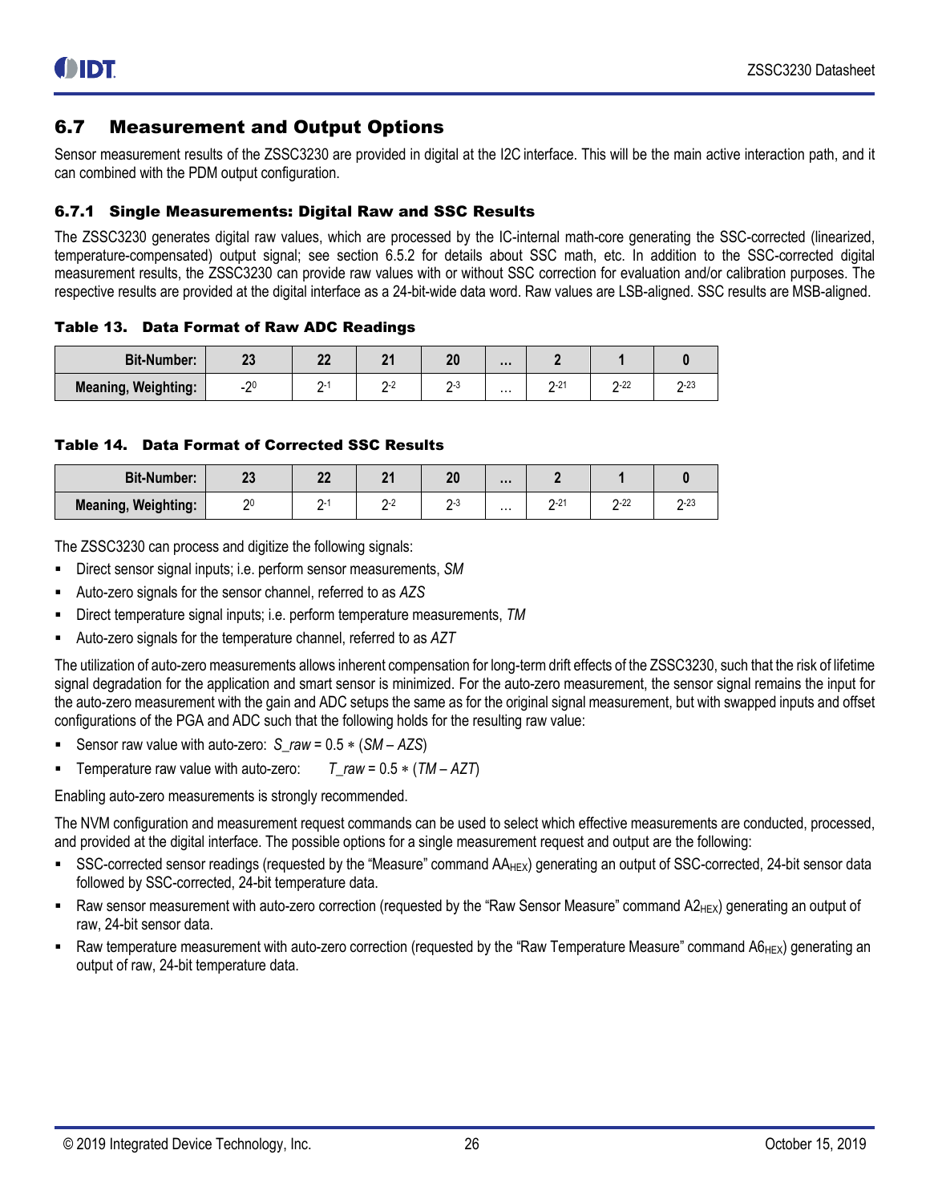## 6.7 Measurement and Output Options

Sensor measurement results of the ZSSC3230 are provided in digital at the I2C interface. This will be the main active interaction path, and it can combined with the PDM output configuration.

### 6.7.1 Single Measurements: Digital Raw and SSC Results

The ZSSC3230 generates digital raw values, which are processed by the IC-internal math-core generating the SSC-corrected (linearized, temperature-compensated) output signal; see section 6.5.2 for details about SSC math, etc. In addition to the SSC-corrected digital measurement results, the ZSSC3230 can provide raw values with or without SSC correction for evaluation and/or calibration purposes. The respective results are provided at the digital interface as a 24-bit-wide data word. Raw values are LSB-aligned. SSC results are MSB-aligned.

**Table 13. Data Format of Raw ADC Readings**

| Bit-Number: | 23 | 22 | 21 | 20 | ... | 2 | 1 | 0 |
|---|---|---|---|---|---|---|---|---|
| Meaning, Weighting: | $-2^{0}$ | $2^{-1}$ | $2^{-2}$ | $2^{-3}$ | ... | $2^{-21}$ | $2^{-22}$ | $2^{-23}$ |

**Table 14. Data Format of Corrected SSC Results**

| Bit-Number: | 23 | 22 | 21 | 20 | ... | 2 | 1 | 0 |
|---|---|---|---|---|---|---|---|---|
| Meaning, Weighting: | $2^{0}$ | $2^{-1}$ | $2^{-2}$ | $2^{-3}$ | ... | $2^{-21}$ | $2^{-22}$ | $2^{-23}$ |

The ZSSC3230 can process and digitize the following signals:

- Direct sensor signal inputs; i.e. perform sensor measurements, *SM*
- Auto-zero signals for the sensor channel, referred to as *AZS*
- Direct temperature signal inputs; i.e. perform temperature measurements, *TM*
- Auto-zero signals for the temperature channel, referred to as *AZT*

The utilization of auto-zero measurements allows inherent compensation for long-term drift effects of the ZSSC3230, such that the risk of lifetime signal degradation for the application and smart sensor is minimized. For the auto-zero measurement, the sensor signal remains the input for the auto-zero measurement with the gain and ADC setups the same as for the original signal measurement, but with swapped inputs and offset configurations of the PGA and ADC such that the following holds for the resulting raw value:

- Sensor raw value with auto-zero: $S\_raw = 0.5 * (SM - AZS)$
- Temperature raw value with auto-zero: $T\_raw = 0.5 * (TM - AZT)$

Enabling auto-zero measurements is strongly recommended.

The NVM configuration and measurement request commands can be used to select which effective measurements are conducted, processed, and provided at the digital interface. The possible options for a single measurement request and output are the following:

- SSC-corrected sensor readings (requested by the "Measure" command $AA_{HEX}$) generating an output of SSC-corrected, 24-bit sensor data followed by SSC-corrected, 24-bit temperature data.
- Raw sensor measurement with auto-zero correction (requested by the "Raw Sensor Measure" command $A2_{HEX}$) generating an output of raw, 24-bit sensor data.
- Raw temperature measurement with auto-zero correction (requested by the "Raw Temperature Measure" command $A6_{HEX}$) generating an output of raw, 24-bit temperature data.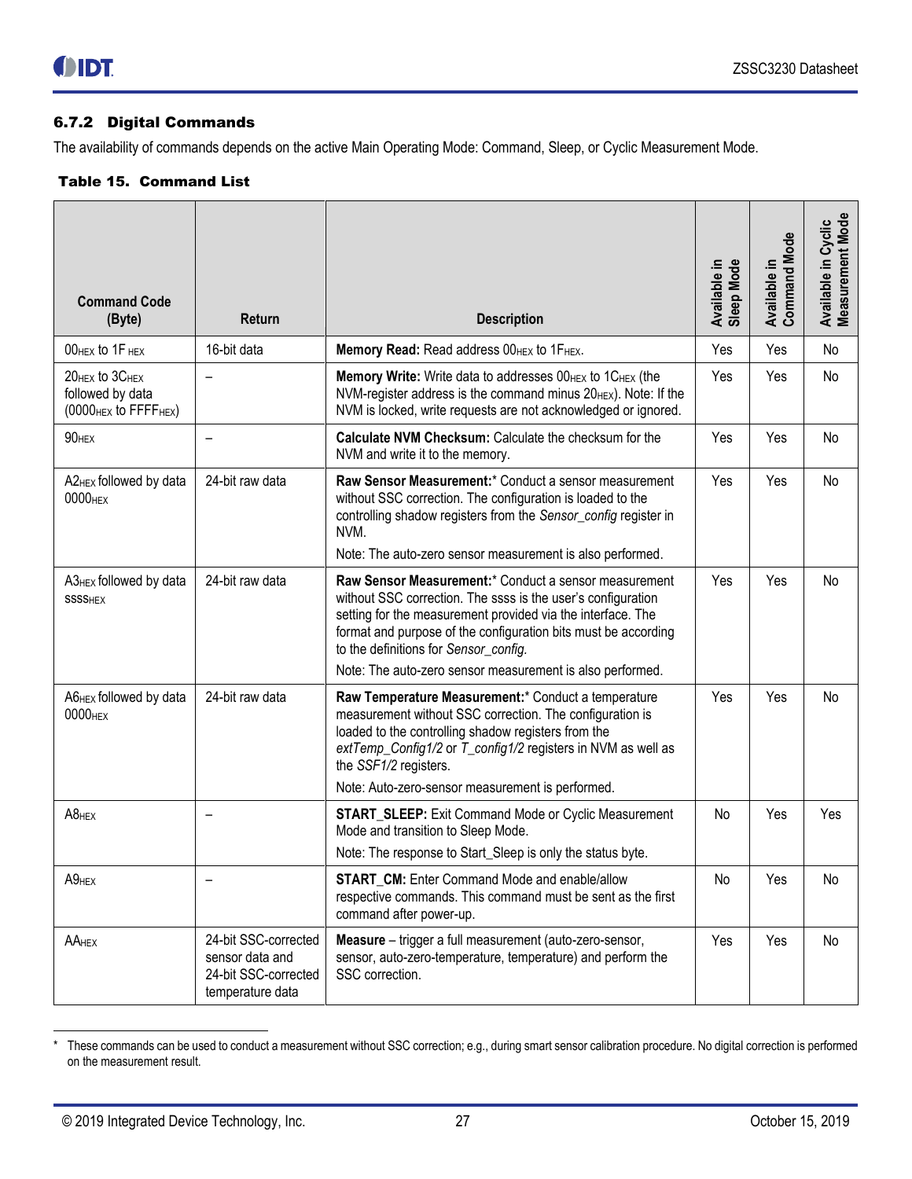### 6.7.2 Digital Commands

The availability of commands depends on the active Main Operating Mode: Command, Sleep, or Cyclic Measurement Mode.

**Table 15. Command List**

| Command Code (Byte) | Return | Description | Available in Sleep Mode | Available in Command Mode | Available in Cyclic Measurement Mode |
|---|---|---|---|---|---|
| $00_{HEX}$ to $1F_{HEX}$ | 16-bit data | **Memory Read:** Read address $00_{HEX}$ to $1F_{HEX}$. | Yes | Yes | No |
| $20_{HEX}$ to $3C_{HEX}$ followed by data ($0000_{HEX}$ to $FFFF_{HEX}$) | – | **Memory Write:** Write data to addresses $00_{HEX}$ to $1C_{HEX}$ (the NVM-register address is the command minus $20_{HEX}$). Note: If the NVM is locked, write requests are not acknowledged or ignored. | Yes | Yes | No |
| $90_{HEX}$ | – | **Calculate NVM Checksum:** Calculate the checksum for the NVM and write it to the memory. | Yes | Yes | No |
| $A2_{HEX}$ followed by data $0000_{HEX}$ | 24-bit raw data | **Raw Sensor Measurement:*** Conduct a sensor measurement without SSC correction. The configuration is loaded to the controlling shadow registers from the *Sensor_config* register in NVM. Note: The auto-zero sensor measurement is also performed. | Yes | Yes | No |
| $A3_{HEX}$ followed by data $ssss_{HEX}$ | 24-bit raw data | **Raw Sensor Measurement:*** Conduct a sensor measurement without SSC correction. The ssss is the user's configuration setting for the measurement provided via the interface. The format and purpose of the configuration bits must be according to the definitions for *Sensor_config.* Note: The auto-zero sensor measurement is also performed. | Yes | Yes | No |
| $A6_{HEX}$ followed by data $0000_{HEX}$ | 24-bit raw data | **Raw Temperature Measurement:*** Conduct a temperature measurement without SSC correction. The configuration is loaded to the controlling shadow registers from the *extTemp_Config1/2* or *T_config1/2* registers in NVM as well as the *SSF1/2* registers. Note: Auto-zero-sensor measurement is performed. | Yes | Yes | No |
| $A8_{HEX}$ | – | **START_SLEEP:** Exit Command Mode or Cyclic Measurement Mode and transition to Sleep Mode. Note: The response to Start_Sleep is only the status byte. | No | Yes | Yes |
| $A9_{HEX}$ | – | **START_CM:** Enter Command Mode and enable/allow respective commands. This command must be sent as the first command after power-up. | No | Yes | No |
| $AA_{HEX}$ | 24-bit SSC-corrected sensor data and 24-bit SSC-corrected temperature data | **Measure** – trigger a full measurement (auto-zero-sensor, sensor, auto-zero-temperature, temperature) and perform the SSC correction. | Yes | Yes | No |

\* These commands can be used to conduct a measurement without SSC correction; e.g., during smart sensor calibration procedure. No digital correction is performed on the measurement result.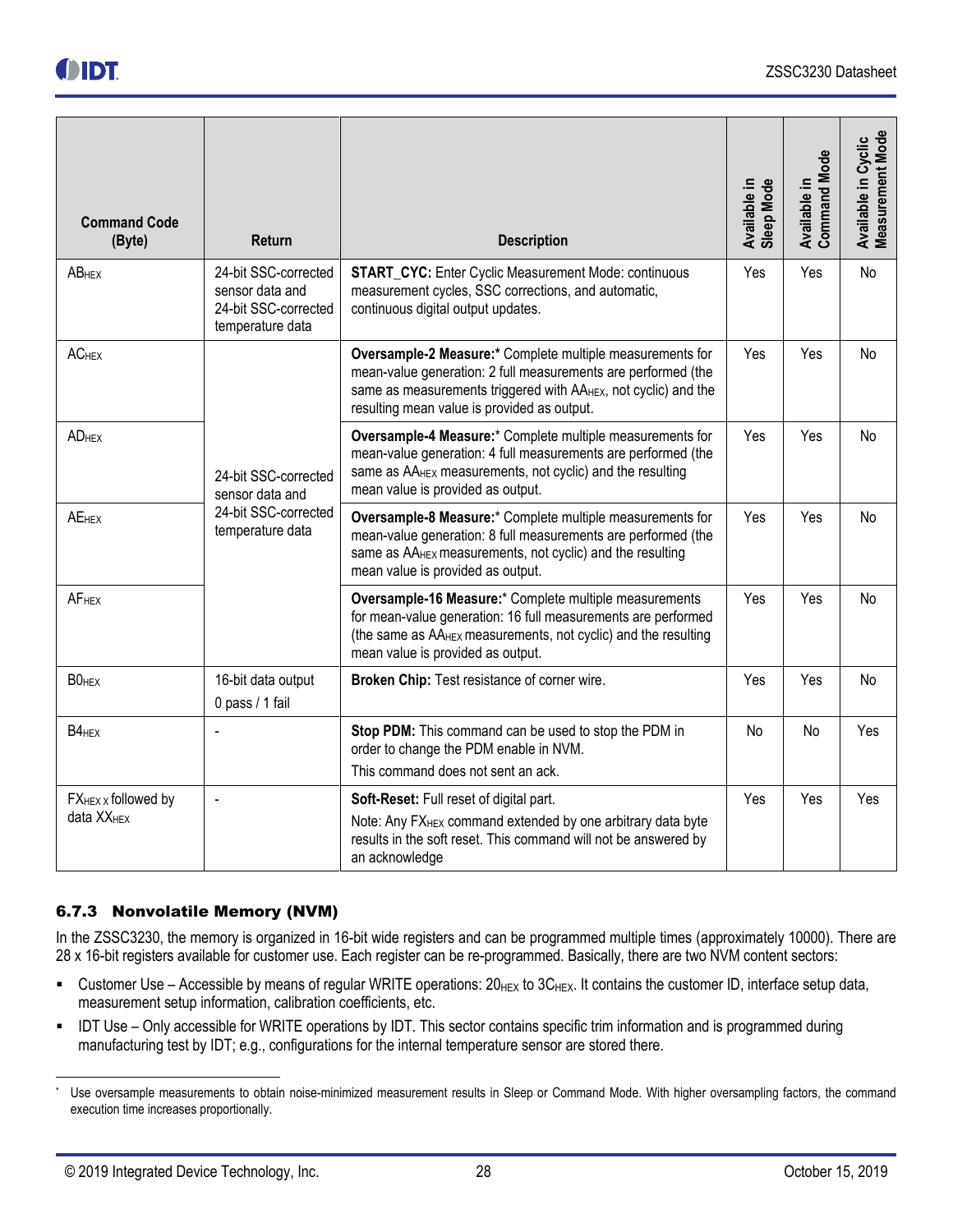| Command Code (Byte) | Return | Description | Available in Sleep Mode | Available in Command Mode | Available in Cyclic Measurement Mode |
|---|---|---|---|---|---|
| $AB_{HEX}$ | 24-bit SSC-corrected sensor data and 24-bit SSC-corrected temperature data | **START_CYC:** Enter Cyclic Measurement Mode: continuous measurement cycles, SSC corrections, and automatic, continuous digital output updates. | Yes | Yes | No |
| $AC_{HEX}$ | 24-bit SSC-corrected sensor data and 24-bit SSC-corrected temperature data | **Oversample-2 Measure:*** Complete multiple measurements for mean-value generation: 2 full measurements are performed (the same as measurements triggered with $AA_{HEX}$, not cyclic) and the resulting mean value is provided as output. | Yes | Yes | No |
| $AD_{HEX}$ | | **Oversample-4 Measure:*** Complete multiple measurements for mean-value generation: 4 full measurements are performed (the same as $AA_{HEX}$ measurements, not cyclic) and the resulting mean value is provided as output. | Yes | Yes | No |
| $AE_{HEX}$ | | **Oversample-8 Measure:*** Complete multiple measurements for mean-value generation: 8 full measurements are performed (the same as $AA_{HEX}$ measurements, not cyclic) and the resulting mean value is provided as output. | Yes | Yes | No |
| $AF_{HEX}$ | | **Oversample-16 Measure:*** Complete multiple measurements for mean-value generation: 16 full measurements are performed (the same as $AA_{HEX}$ measurements, not cyclic) and the resulting mean value is provided as output. | Yes | Yes | No |
| $B0_{HEX}$ | 16-bit data output<br>0 pass / 1 fail | **Broken Chip:** Test resistance of corner wire. | Yes | Yes | No |
| $B4_{HEX}$ | - | **Stop PDM:** This command can be used to stop the PDM in order to change the PDM enable in NVM.<br>This command does not sent an ack. | No | No | Yes |
| $FX_{HEX\,x}$ followed by data $XX_{HEX}$ | - | **Soft-Reset:** Full reset of digital part.<br>Note: Any $FX_{HEX}$ command extended by one arbitrary data byte results in the soft reset. This command will not be answered by an acknowledge | Yes | Yes | Yes |

### 6.7.3 Nonvolatile Memory (NVM)

In the ZSSC3230, the memory is organized in 16-bit wide registers and can be programmed multiple times (approximately 10000). There are 28 x 16-bit registers available for customer use. Each register can be re-programmed. Basically, there are two NVM content sectors:

- Customer Use – Accessible by means of regular WRITE operations: $20_{HEX}$ to $3C_{HEX}$. It contains the customer ID, interface setup data, measurement setup information, calibration coefficients, etc.
- IDT Use – Only accessible for WRITE operations by IDT. This sector contains specific trim information and is programmed during manufacturing test by IDT; e.g., configurations for the internal temperature sensor are stored there.

* Use oversample measurements to obtain noise-minimized measurement results in Sleep or Command Mode. With higher oversampling factors, the command execution time increases proportionally.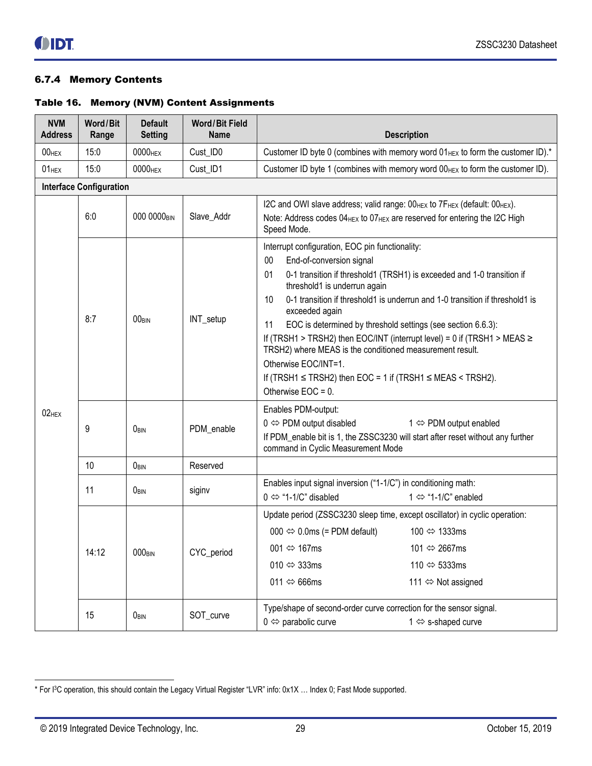### 6.7.4 Memory Contents

**Table 16. Memory (NVM) Content Assignments**

| NVM Address | Word/Bit Range | Default Setting | Word/Bit Field Name | Description |
|---|---|---|---|---|
| $00_{HEX}$ | 15:0 | $0000_{HEX}$ | Cust_ID0 | Customer ID byte 0 (combines with memory word $01_{HEX}$ to form the customer ID).* |
| $01_{HEX}$ | 15:0 | $0000_{HEX}$ | Cust_ID1 | Customer ID byte 1 (combines with memory word $00_{HEX}$ to form the customer ID). |
| **Interface Configuration** | | | | |
| $02_{HEX}$ | 6:0 | $000\ 0000_{BIN}$ | Slave_Addr | I2C and OWI slave address; valid range: $00_{HEX}$ to $7F_{HEX}$ (default: $00_{HEX}$).<br>Note: Address codes $04_{HEX}$ to $07_{HEX}$ are reserved for entering the I2C High Speed Mode. |
| | 8:7 | $00_{BIN}$ | INT_setup | Interrupt configuration, EOC pin functionality:<br>00 End-of-conversion signal<br>01 0-1 transition if threshold1 (TRSH1) is exceeded and 1-0 transition if threshold1 is underrun again<br>10 0-1 transition if threshold1 is underrun and 1-0 transition if threshold1 is exceeded again<br>11 EOC is determined by threshold settings (see section 6.6.3):<br>If (TRSH1 > TRSH2) then EOC/INT (interrupt level) = 0 if (TRSH1 > MEAS ≥ TRSH2) where MEAS is the conditioned measurement result.<br>Otherwise EOC/INT=1.<br>If (TRSH1 ≤ TRSH2) then EOC = 1 if (TRSH1 ≤ MEAS < TRSH2).<br>Otherwise EOC = 0. |
| | 9 | $0_{BIN}$ | PDM_enable | Enables PDM-output:<br>0 ⇔ PDM output disabled 1 ⇔ PDM output enabled<br>If PDM_enable bit is 1, the ZSSC3230 will start after reset without any further command in Cyclic Measurement Mode |
| | 10 | $0_{BIN}$ | Reserved | |
| | 11 | $0_{BIN}$ | siginv | Enables input signal inversion ("1-1/C") in conditioning math:<br>0 ⇔ "1-1/C" disabled 1 ⇔ "1-1/C" enabled |
| | 14:12 | $000_{BIN}$ | CYC_period | Update period (ZSSC3230 sleep time, except oscillator) in cyclic operation:<br>000 ⇔ 0.0ms (= PDM default) 100 ⇔ 1333ms<br>001 ⇔ 167ms 101 ⇔ 2667ms<br>010 ⇔ 333ms 110 ⇔ 5333ms<br>011 ⇔ 666ms 111 ⇔ Not assigned |
| | 15 | $0_{BIN}$ | SOT_curve | Type/shape of second-order curve correction for the sensor signal.<br>0 ⇔ parabolic curve 1 ⇔ s-shaped curve |

* For I[3]C operation, this should contain the Legacy Virtual Register "LVR" info: 0x1X … Index 0; Fast Mode supported.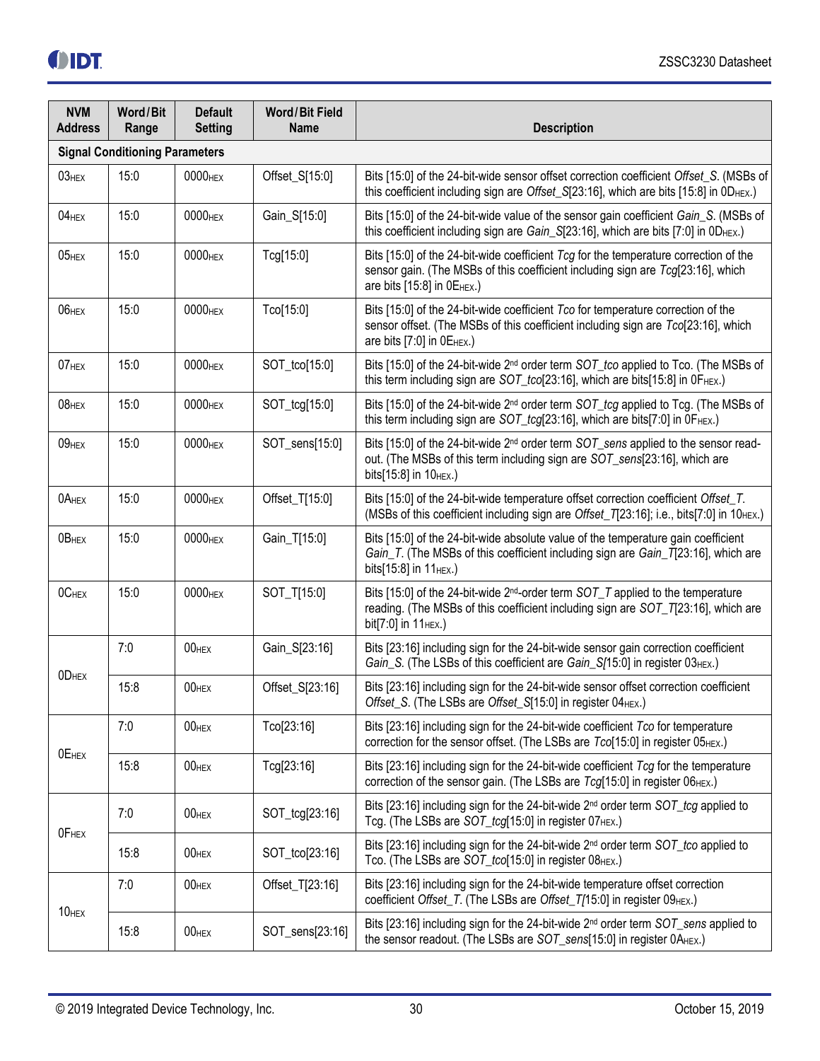| NVM Address | Word/Bit Range | Default Setting | Word/Bit Field Name | Description |
|---|---|---|---|---|
| **Signal Conditioning Parameters** | | | | |
| $03_{HEX}$ | 15:0 | $0000_{HEX}$ | Offset_S[15:0] | Bits [15:0] of the 24-bit-wide sensor offset correction coefficient *Offset_S*. (MSBs of this coefficient including sign are *Offset_S*[23:16], which are bits [15:8] in $0D_{HEX}$.) |
| $04_{HEX}$ | 15:0 | $0000_{HEX}$ | Gain_S[15:0] | Bits [15:0] of the 24-bit-wide value of the sensor gain coefficient *Gain_S*. (MSBs of this coefficient including sign are *Gain_S*[23:16], which are bits [7:0] in $0D_{HEX}$.) |
| $05_{HEX}$ | 15:0 | $0000_{HEX}$ | Tcg[15:0] | Bits [15:0] of the 24-bit-wide coefficient *Tcg* for the temperature correction of the sensor gain. (The MSBs of this coefficient including sign are *Tcg*[23:16], which are bits [15:8] in $0E_{HEX}$.) |
| $06_{HEX}$ | 15:0 | $0000_{HEX}$ | Tco[15:0] | Bits [15:0] of the 24-bit-wide coefficient *Tco* for temperature correction of the sensor offset. (The MSBs of this coefficient including sign are *Tco*[23:16], which are bits [7:0] in $0E_{HEX}$.) |
| $07_{HEX}$ | 15:0 | $0000_{HEX}$ | SOT_tco[15:0] | Bits [15:0] of the 24-bit-wide 2nd order term *SOT_tco* applied to Tco. (The MSBs of this term including sign are *SOT_tco*[23:16], which are bits[15:8] in $0F_{HEX}$.) |
| $08_{HEX}$ | 15:0 | $0000_{HEX}$ | SOT_tcg[15:0] | Bits [15:0] of the 24-bit-wide 2nd order term *SOT_tcg* applied to Tcg. (The MSBs of this term including sign are *SOT_tcg*[23:16], which are bits[7:0] in $0F_{HEX}$.) |
| $09_{HEX}$ | 15:0 | $0000_{HEX}$ | SOT_sens[15:0] | Bits [15:0] of the 24-bit-wide 2nd order term *SOT_sens* applied to the sensor read-out. (The MSBs of this term including sign are *SOT_sens*[23:16], which are bits[15:8] in $10_{HEX}$.) |
| $0A_{HEX}$ | 15:0 | $0000_{HEX}$ | Offset_T[15:0] | Bits [15:0] of the 24-bit-wide temperature offset correction coefficient *Offset_T*. (MSBs of this coefficient including sign are *Offset_T*[23:16]; i.e., bits[7:0] in $10_{HEX}$.) |
| $0B_{HEX}$ | 15:0 | $0000_{HEX}$ | Gain_T[15:0] | Bits [15:0] of the 24-bit-wide absolute value of the temperature gain coefficient *Gain_T*. (The MSBs of this coefficient including sign are *Gain_T*[23:16], which are bits[15:8] in $11_{HEX}$.) |
| $0C_{HEX}$ | 15:0 | $0000_{HEX}$ | SOT_T[15:0] | Bits [15:0] of the 24-bit-wide 2nd-order term *SOT_T* applied to the temperature reading. (The MSBs of this coefficient including sign are *SOT_T*[23:16], which are bit[7:0] in $11_{HEX}$.) |
| $0D_{HEX}$ | 7:0 | $00_{HEX}$ | Gain_S[23:16] | Bits [23:16] including sign for the 24-bit-wide sensor gain correction coefficient *Gain_S*. (The LSBs of this coefficient are *Gain_S*[15:0] in register $03_{HEX}$.) |
| | 15:8 | $00_{HEX}$ | Offset_S[23:16] | Bits [23:16] including sign for the 24-bit-wide sensor offset correction coefficient *Offset_S*. (The LSBs are *Offset_S*[15:0] in register $04_{HEX}$.) |
| $0E_{HEX}$ | 7:0 | $00_{HEX}$ | Tco[23:16] | Bits [23:16] including sign for the 24-bit-wide coefficient *Tco* for temperature correction for the sensor offset. (The LSBs are *Tco*[15:0] in register $05_{HEX}$.) |
| | 15:8 | $00_{HEX}$ | Tcg[23:16] | Bits [23:16] including sign for the 24-bit-wide coefficient *Tcg* for the temperature correction of the sensor gain. (The LSBs are *Tcg*[15:0] in register $06_{HEX}$.) |
| $0F_{HEX}$ | 7:0 | $00_{HEX}$ | SOT_tcg[23:16] | Bits [23:16] including sign for the 24-bit-wide 2nd order term *SOT_tcg* applied to Tcg. (The LSBs are *SOT_tcg*[15:0] in register $07_{HEX}$.) |
| | 15:8 | $00_{HEX}$ | SOT_tco[23:16] | Bits [23:16] including sign for the 24-bit-wide 2nd order term *SOT_tco* applied to Tco. (The LSBs are *SOT_tco*[15:0] in register $08_{HEX}$.) |
| $10_{HEX}$ | 7:0 | $00_{HEX}$ | Offset_T[23:16] | Bits [23:16] including sign for the 24-bit-wide temperature offset correction coefficient *Offset_T*. (The LSBs are *Offset_T*[15:0] in register $09_{HEX}$.) |
| | 15:8 | $00_{HEX}$ | SOT_sens[23:16] | Bits [23:16] including sign for the 24-bit-wide 2nd order term *SOT_sens* applied to the sensor readout. (The LSBs are *SOT_sens*[15:0] in register $0A_{HEX}$.) |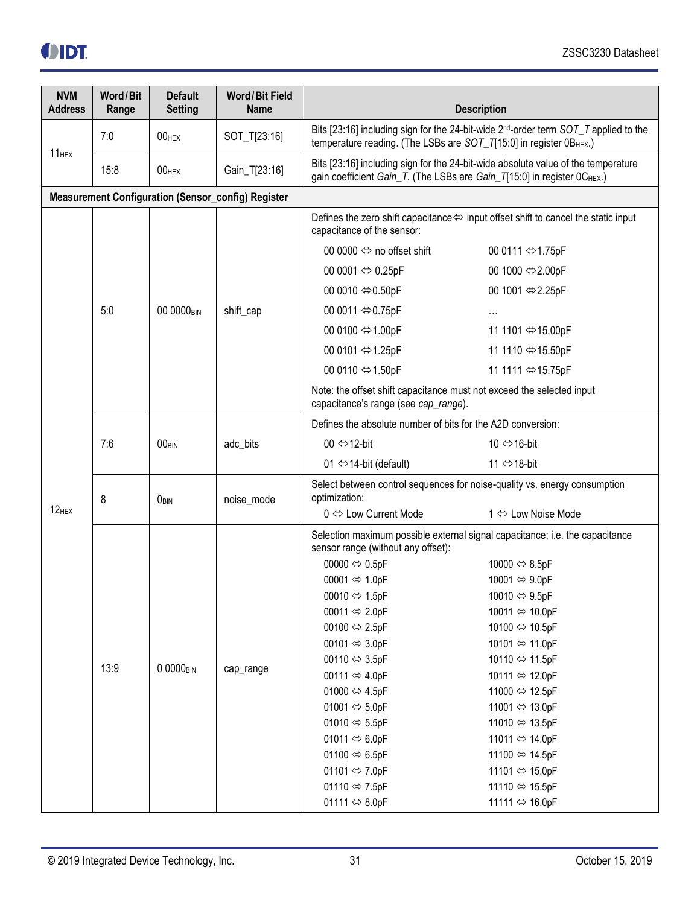| NVM Address | Word/Bit Range | Default Setting | Word/Bit Field Name | Description |
|---|---|---|---|---|
| $11_{HEX}$ | 7:0 | $00_{HEX}$ | SOT_T[23:16] | Bits [23:16] including sign for the 24-bit-wide 2nd-order term *SOT_T* applied to the temperature reading. (The LSBs are *SOT_T*[15:0] in register $0B_{HEX}$.) |
| | 15:8 | $00_{HEX}$ | Gain_T[23:16] | Bits [23:16] including sign for the 24-bit-wide absolute value of the temperature gain coefficient *Gain_T*. (The LSBs are *Gain_T*[15:0] in register $0C_{HEX}$.) |
| **Measurement Configuration (Sensor_config) Register** | | | | |
| $12_{HEX}$ | 5:0 | 00 $0000_{BIN}$ | shift_cap | Defines the zero shift capacitance ⇔ input offset shift to cancel the static input capacitance of the sensor:<br>00 0000 ⇔ no offset shift<br>00 0001 ⇔ 0.25pF<br>00 0010 ⇔ 0.50pF<br>00 0011 ⇔ 0.75pF<br>00 0100 ⇔ 1.00pF<br>00 0101 ⇔ 1.25pF<br>00 0110 ⇔ 1.50pF<br>00 0111 ⇔ 1.75pF<br>00 1000 ⇔ 2.00pF<br>00 1001 ⇔ 2.25pF<br>…<br>11 1101 ⇔ 15.00pF<br>11 1110 ⇔ 15.50pF<br>11 1111 ⇔ 15.75pF<br>Note: the offset shift capacitance must not exceed the selected input capacitance's range (see *cap_range*). |
| | 7:6 | $00_{BIN}$ | adc_bits | Defines the absolute number of bits for the A2D conversion:<br>00 ⇔ 12-bit<br>01 ⇔ 14-bit (default)<br>10 ⇔ 16-bit<br>11 ⇔ 18-bit |
| | 8 | $0_{BIN}$ | noise_mode | Select between control sequences for noise-quality vs. energy consumption optimization:<br>0 ⇔ Low Current Mode<br>1 ⇔ Low Noise Mode |
| | 13:9 | 0 $0000_{BIN}$ | cap_range | Selection maximum possible external signal capacitance; i.e. the capacitance sensor range (without any offset):<br>00000 ⇔ 0.5pF<br>00001 ⇔ 1.0pF<br>00010 ⇔ 1.5pF<br>00011 ⇔ 2.0pF<br>00100 ⇔ 2.5pF<br>00101 ⇔ 3.0pF<br>00110 ⇔ 3.5pF<br>00111 ⇔ 4.0pF<br>01000 ⇔ 4.5pF<br>01001 ⇔ 5.0pF<br>01010 ⇔ 5.5pF<br>01011 ⇔ 6.0pF<br>01100 ⇔ 6.5pF<br>01101 ⇔ 7.0pF<br>01110 ⇔ 7.5pF<br>01111 ⇔ 8.0pF<br>10000 ⇔ 8.5pF<br>10001 ⇔ 9.0pF<br>10010 ⇔ 9.5pF<br>10011 ⇔ 10.0pF<br>10100 ⇔ 10.5pF<br>10101 ⇔ 11.0pF<br>10110 ⇔ 11.5pF<br>10111 ⇔ 12.0pF<br>11000 ⇔ 12.5pF<br>11001 ⇔ 13.0pF<br>11010 ⇔ 13.5pF<br>11011 ⇔ 14.0pF<br>11100 ⇔ 14.5pF<br>11101 ⇔ 15.0pF<br>11110 ⇔ 15.5pF<br>11111 ⇔ 16.0pF |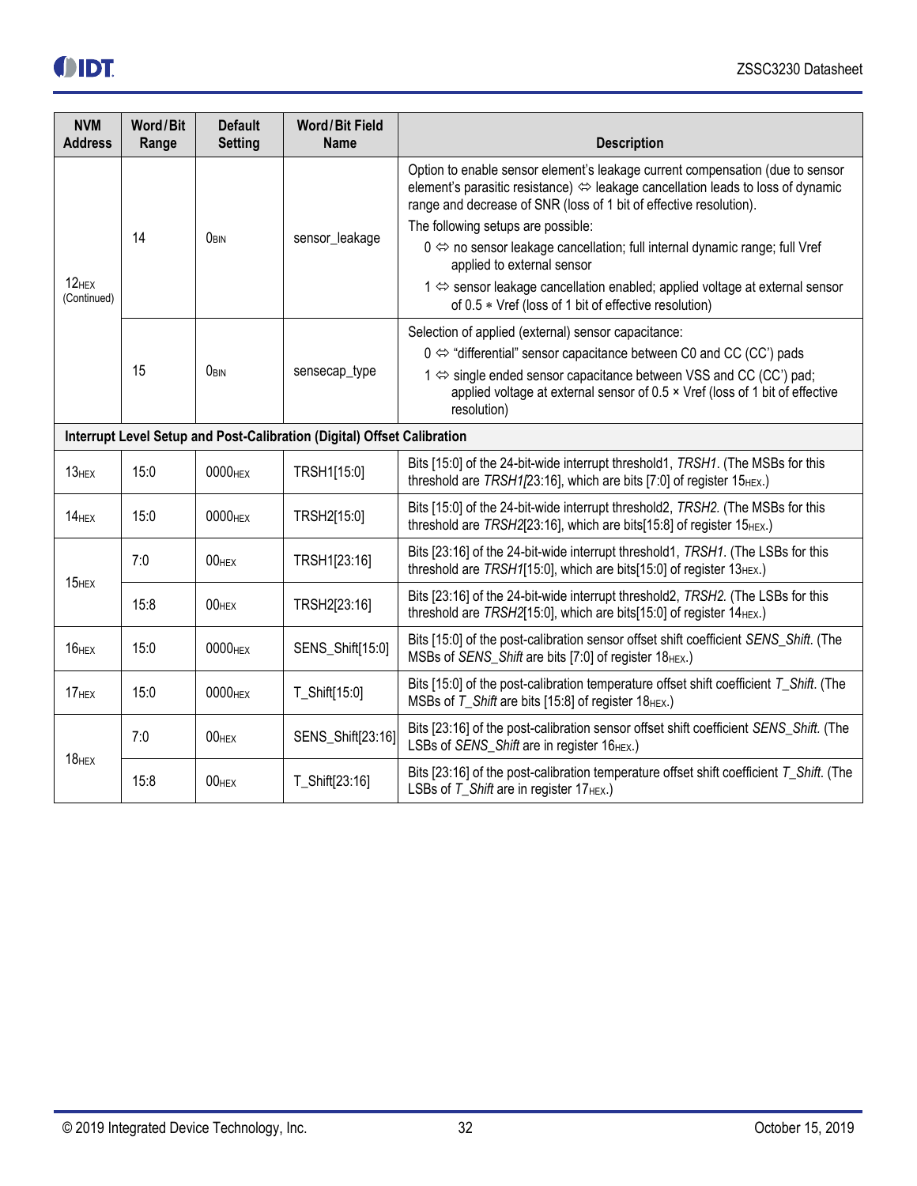| NVM Address | Word/Bit Range | Default Setting | Word/Bit Field Name | Description |
|---|---|---|---|---|
| $12_{HEX}$ (Continued) | 14 | $0_{BIN}$ | sensor_leakage | Option to enable sensor element's leakage current compensation (due to sensor element's parasitic resistance) ⇔ leakage cancellation leads to loss of dynamic range and decrease of SNR (loss of 1 bit of effective resolution). The following setups are possible: 0 ⇔ no sensor leakage cancellation; full internal dynamic range; full Vref applied to external sensor 1 ⇔ sensor leakage cancellation enabled; applied voltage at external sensor of 0.5 ∗ Vref (loss of 1 bit of effective resolution) |
| | 15 | $0_{BIN}$ | sensecap_type | Selection of applied (external) sensor capacitance: 0 ⇔ "differential" sensor capacitance between C0 and CC (CC') pads 1 ⇔ single ended sensor capacitance between VSS and CC (CC') pad; applied voltage at external sensor of 0.5 × Vref (loss of 1 bit of effective resolution) |
| **Interrupt Level Setup and Post-Calibration (Digital) Offset Calibration** | | | | |
| $13_{HEX}$ | 15:0 | $0000_{HEX}$ | TRSH1[15:0] | Bits [15:0] of the 24-bit-wide interrupt threshold1, *TRSH1*. (The MSBs for this threshold are *TRSH1*[23:16], which are bits [7:0] of register $15_{HEX}$.) |
| $14_{HEX}$ | 15:0 | $0000_{HEX}$ | TRSH2[15:0] | Bits [15:0] of the 24-bit-wide interrupt threshold2, *TRSH2*. (The MSBs for this threshold are *TRSH2*[23:16], which are bits[15:8] of register $15_{HEX}$.) |
| $15_{HEX}$ | 7:0 | $00_{HEX}$ | TRSH1[23:16] | Bits [23:16] of the 24-bit-wide interrupt threshold1, *TRSH1*. (The LSBs for this threshold are *TRSH1*[15:0], which are bits[15:0] of register $13_{HEX}$.) |
| | 15:8 | $00_{HEX}$ | TRSH2[23:16] | Bits [23:16] of the 24-bit-wide interrupt threshold2, *TRSH2*. (The LSBs for this threshold are *TRSH2*[15:0], which are bits[15:0] of register $14_{HEX}$.) |
| $16_{HEX}$ | 15:0 | $0000_{HEX}$ | SENS_Shift[15:0] | Bits [15:0] of the post-calibration sensor offset shift coefficient *SENS_Shift*. (The MSBs of *SENS_Shift* are bits [7:0] of register $18_{HEX}$.) |
| $17_{HEX}$ | 15:0 | $0000_{HEX}$ | T_Shift[15:0] | Bits [15:0] of the post-calibration temperature offset shift coefficient *T_Shift*. (The MSBs of *T_Shift* are bits [15:8] of register $18_{HEX}$.) |
| $18_{HEX}$ | 7:0 | $00_{HEX}$ | SENS_Shift[23:16] | Bits [23:16] of the post-calibration sensor offset shift coefficient *SENS_Shift*. (The LSBs of *SENS_Shift* are in register $16_{HEX}$.) |
| | 15:8 | $00_{HEX}$ | T_Shift[23:16] | Bits [23:16] of the post-calibration temperature offset shift coefficient *T_Shift*. (The LSBs of *T_Shift* are in register $17_{HEX}$.) |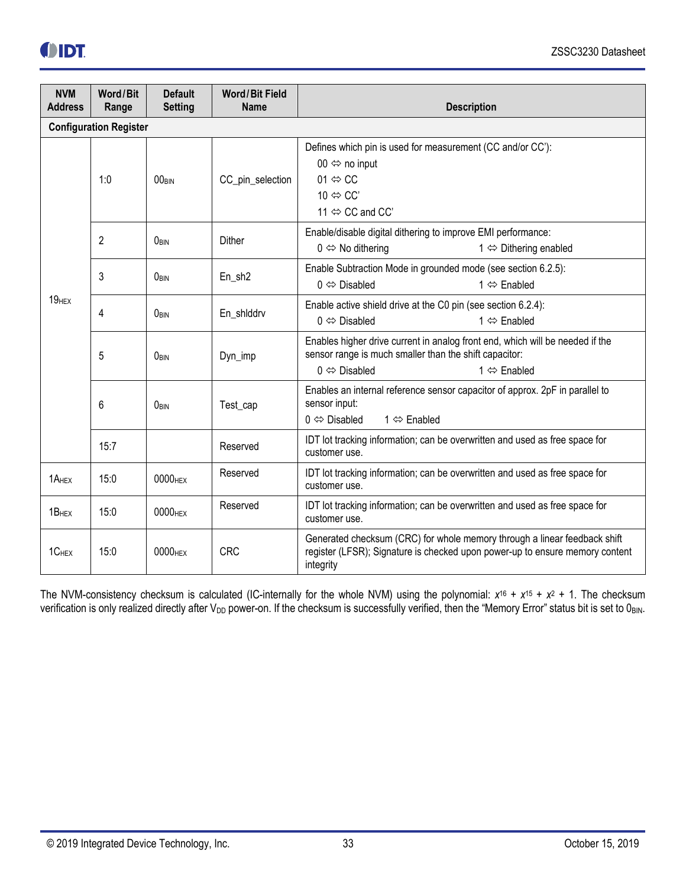| NVM Address | Word/Bit Range | Default Setting | Word/Bit Field Name | Description |
|---|---|---|---|---|
| **Configuration Register** | | | | |
| $19_{HEX}$ | 1:0 | $00_{BIN}$ | CC_pin_selection | Defines which pin is used for measurement (CC and/or CC'): 00 ⇔ no input 01 ⇔ CC 10 ⇔ CC' 11 ⇔ CC and CC' |
| | 2 | $0_{BIN}$ | Dither | Enable/disable digital dithering to improve EMI performance: 0 ⇔ No dithering 1 ⇔ Dithering enabled |
| | 3 | $0_{BIN}$ | En_sh2 | Enable Subtraction Mode in grounded mode (see section 6.2.5): 0 ⇔ Disabled 1 ⇔ Enabled |
| | 4 | $0_{BIN}$ | En_shlddrv | Enable active shield drive at the C0 pin (see section 6.2.4): 0 ⇔ Disabled 1 ⇔ Enabled |
| | 5 | $0_{BIN}$ | Dyn_imp | Enables higher drive current in analog front end, which will be needed if the sensor range is much smaller than the shift capacitor: 0 ⇔ Disabled 1 ⇔ Enabled |
| | 6 | $0_{BIN}$ | Test_cap | Enables an internal reference sensor capacitor of approx. 2pF in parallel to sensor input: 0 ⇔ Disabled 1 ⇔ Enabled |
| | 15:7 | | Reserved | IDT lot tracking information; can be overwritten and used as free space for customer use. |
| $1A_{HEX}$ | 15:0 | $0000_{HEX}$ | Reserved | IDT lot tracking information; can be overwritten and used as free space for customer use. |
| $1B_{HEX}$ | 15:0 | $0000_{HEX}$ | Reserved | IDT lot tracking information; can be overwritten and used as free space for customer use. |
| $1C_{HEX}$ | 15:0 | $0000_{HEX}$ | CRC | Generated checksum (CRC) for whole memory through a linear feedback shift register (LFSR); Signature is checked upon power-up to ensure memory content integrity |

The NVM-consistency checksum is calculated (IC-internally for the whole NVM) using the polynomial: $x^{16} + x^{15} + x^2 + 1$. The checksum verification is only realized directly after $V_{DD}$ power-on. If the checksum is successfully verified, then the "Memory Error" status bit is set to $0_{BIN}$.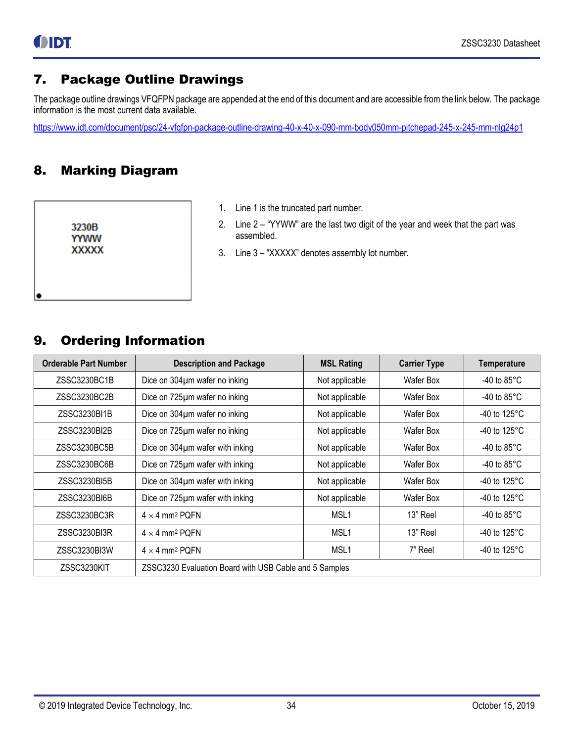## 7. Package Outline Drawings

The package outline drawings VFQFPN package are appended at the end of this document and are accessible from the link below. The package information is the most current data available.

https://www.idt.com/document/psc/24-vfqfpn-package-outline-drawing-40-x-40-x-090-mm-body050mm-pitchepad-245-x-245-mm-nlg24p1

## 8. Marking Diagram

3230B
YYWW
XXXXX

1. Line 1 is the truncated part number.
2. Line 2 – "YYWW" are the last two digit of the year and week that the part was assembled.
3. Line 3 – "XXXXX" denotes assembly lot number.

## 9. Ordering Information

| Orderable Part Number | Description and Package | MSL Rating | Carrier Type | Temperature |
|---|---|---|---|---|
| ZSSC3230BC1B | Dice on 304µm wafer no inking | Not applicable | Wafer Box | -40 to 85°C |
| ZSSC3230BC2B | Dice on 725µm wafer no inking | Not applicable | Wafer Box | -40 to 85°C |
| ZSSC3230BI1B | Dice on 304µm wafer no inking | Not applicable | Wafer Box | -40 to 125°C |
| ZSSC3230BI2B | Dice on 725µm wafer no inking | Not applicable | Wafer Box | -40 to 125°C |
| ZSSC3230BC5B | Dice on 304µm wafer with inking | Not applicable | Wafer Box | -40 to 85°C |
| ZSSC3230BC6B | Dice on 725µm wafer with inking | Not applicable | Wafer Box | -40 to 85°C |
| ZSSC3230BI5B | Dice on 304µm wafer with inking | Not applicable | Wafer Box | -40 to 125°C |
| ZSSC3230BI6B | Dice on 725µm wafer with inking | Not applicable | Wafer Box | -40 to 125°C |
| ZSSC3230BC3R | 4 × 4 mm² PQFN | MSL1 | 13" Reel | -40 to 85°C |
| ZSSC3230BI3R | 4 × 4 mm² PQFN | MSL1 | 13" Reel | -40 to 125°C |
| ZSSC3230BI3W | 4 × 4 mm² PQFN | MSL1 | 7" Reel | -40 to 125°C |
| ZSSC3230KIT | ZSSC3230 Evaluation Board with USB Cable and 5 Samples | | | |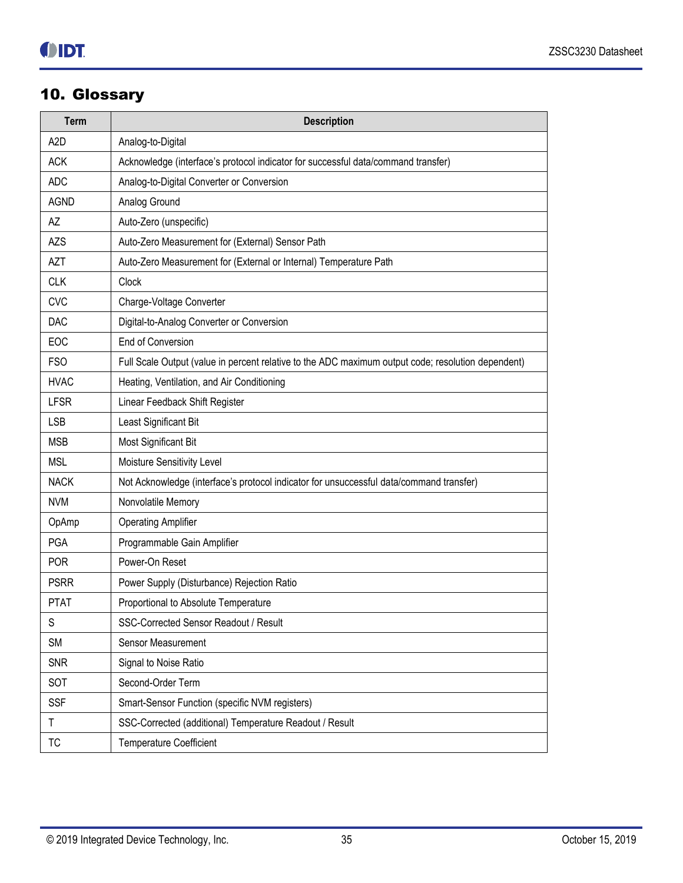# 10. Glossary

| Term | Description |
|---|---|
| A2D | Analog-to-Digital |
| ACK | Acknowledge (interface's protocol indicator for successful data/command transfer) |
| ADC | Analog-to-Digital Converter or Conversion |
| AGND | Analog Ground |
| AZ | Auto-Zero (unspecific) |
| AZS | Auto-Zero Measurement for (External) Sensor Path |
| AZT | Auto-Zero Measurement for (External or Internal) Temperature Path |
| CLK | Clock |
| CVC | Charge-Voltage Converter |
| DAC | Digital-to-Analog Converter or Conversion |
| EOC | End of Conversion |
| FSO | Full Scale Output (value in percent relative to the ADC maximum output code; resolution dependent) |
| HVAC | Heating, Ventilation, and Air Conditioning |
| LFSR | Linear Feedback Shift Register |
| LSB | Least Significant Bit |
| MSB | Most Significant Bit |
| MSL | Moisture Sensitivity Level |
| NACK | Not Acknowledge (interface's protocol indicator for unsuccessful data/command transfer) |
| NVM | Nonvolatile Memory |
| OpAmp | Operating Amplifier |
| PGA | Programmable Gain Amplifier |
| POR | Power-On Reset |
| PSRR | Power Supply (Disturbance) Rejection Ratio |
| PTAT | Proportional to Absolute Temperature |
| S | SSC-Corrected Sensor Readout / Result |
| SM | Sensor Measurement |
| SNR | Signal to Noise Ratio |
| SOT | Second-Order Term |
| SSF | Smart-Sensor Function (specific NVM registers) |
| T | SSC-Corrected (additional) Temperature Readout / Result |
| TC | Temperature Coefficient |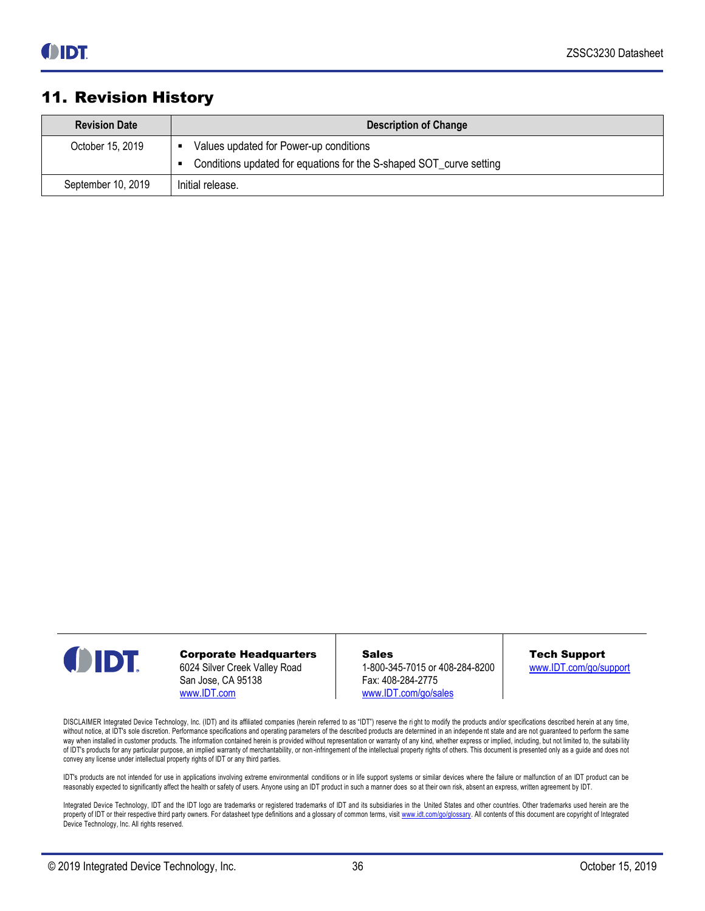## 11. Revision History

| Revision Date | Description of Change |
| --- | --- |
| October 15, 2019 | ▪ Values updated for Power-up conditions<br>▪ Conditions updated for equations for the S-shaped SOT_curve setting |
| September 10, 2019 | Initial release. |

**Corporate Headquarters**
6024 Silver Creek Valley Road
San Jose, CA 95138
www.IDT.com

**Sales**
1-800-345-7015 or 408-284-8200
Fax: 408-284-2775
www.IDT.com/go/sales

**Tech Support**
www.IDT.com/go/support

DISCLAIMER Integrated Device Technology, Inc. (IDT) and its affiliated companies (herein referred to as "IDT") reserve the right to modify the products and/or specifications described herein at any time, without notice, at IDT's sole discretion. Performance specifications and operating parameters of the described products are determined in an independent state and are not guaranteed to perform the same way when installed in customer products. The information contained herein is provided without representation or warranty of any kind, whether express or implied, including, but not limited to, the suitability of IDT's products for any particular purpose, an implied warranty of merchantability, or non-infringement of the intellectual property rights of others. This document is presented only as a guide and does not convey any license under intellectual property rights of IDT or any third parties.

IDT's products are not intended for use in applications involving extreme environmental conditions or in life support systems or similar devices where the failure or malfunction of an IDT product can be reasonably expected to significantly affect the health or safety of users. Anyone using an IDT product in such a manner does so at their own risk, absent an express, written agreement by IDT.

Integrated Device Technology, IDT and the IDT logo are trademarks or registered trademarks of IDT and its subsidiaries in the United States and other countries. Other trademarks used herein are the property of IDT or their respective third party owners. For datasheet type definitions and a glossary of common terms, visit www.idt.com/go/glossary. All contents of this document are copyright of Integrated Device Technology, Inc. All rights reserved.